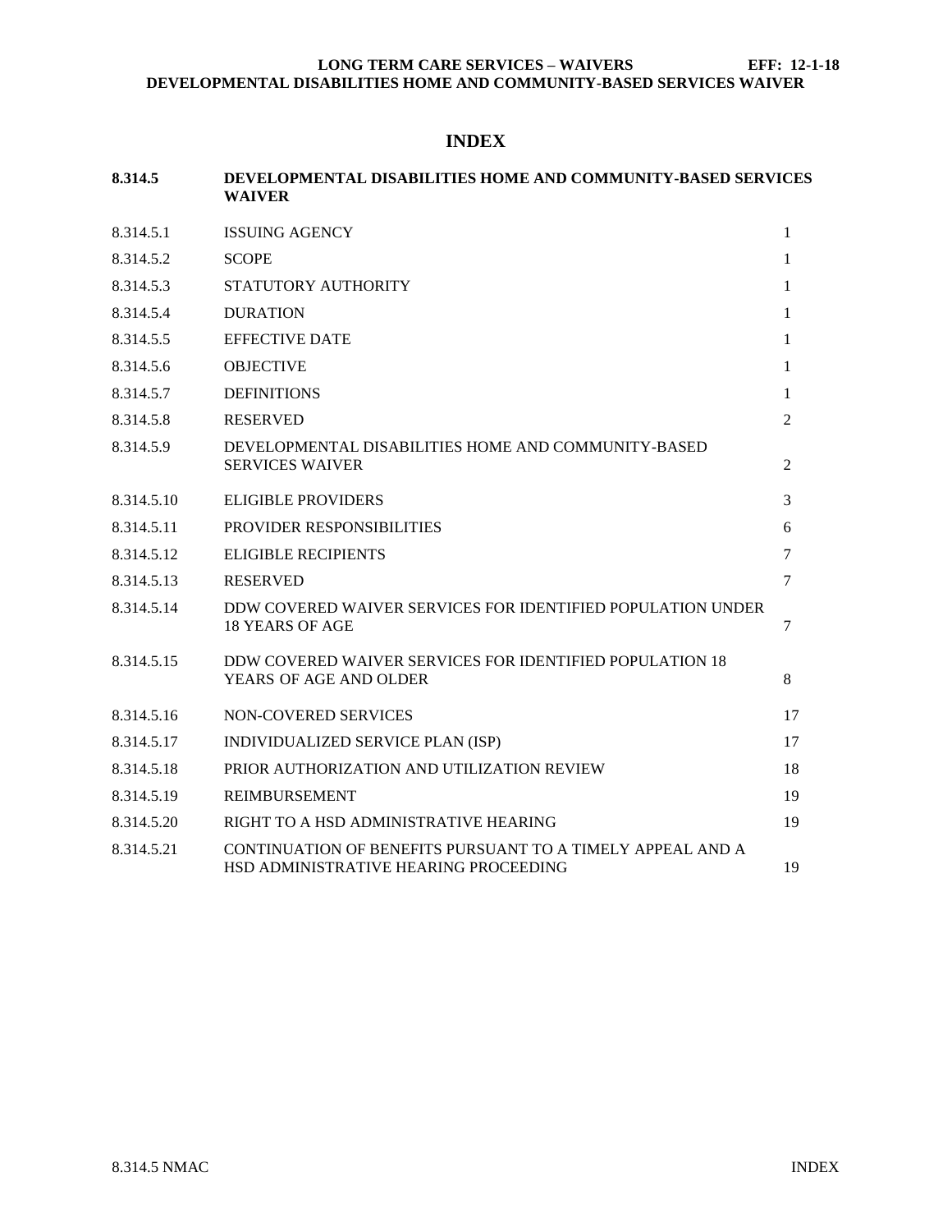# INDEX

| 8.314.5 | **DEVELOPMENTAL DISABILITIES HOME AND COMMUNITY-BASED SERVICES WAIVER** | |
|---|---|---|
| 8.314.5.1 | ISSUING AGENCY | 1 |
| 8.314.5.2 | SCOPE | 1 |
| 8.314.5.3 | STATUTORY AUTHORITY | 1 |
| 8.314.5.4 | DURATION | 1 |
| 8.314.5.5 | EFFECTIVE DATE | 1 |
| 8.314.5.6 | OBJECTIVE | 1 |
| 8.314.5.7 | DEFINITIONS | 1 |
| 8.314.5.8 | RESERVED | 2 |
| 8.314.5.9 | DEVELOPMENTAL DISABILITIES HOME AND COMMUNITY-BASED SERVICES WAIVER | 2 |
| 8.314.5.10 | ELIGIBLE PROVIDERS | 3 |
| 8.314.5.11 | PROVIDER RESPONSIBILITIES | 6 |
| 8.314.5.12 | ELIGIBLE RECIPIENTS | 7 |
| 8.314.5.13 | RESERVED | 7 |
| 8.314.5.14 | DDW COVERED WAIVER SERVICES FOR IDENTIFIED POPULATION UNDER 18 YEARS OF AGE | 7 |
| 8.314.5.15 | DDW COVERED WAIVER SERVICES FOR IDENTIFIED POPULATION 18 YEARS OF AGE AND OLDER | 8 |
| 8.314.5.16 | NON-COVERED SERVICES | 17 |
| 8.314.5.17 | INDIVIDUALIZED SERVICE PLAN (ISP) | 17 |
| 8.314.5.18 | PRIOR AUTHORIZATION AND UTILIZATION REVIEW | 18 |
| 8.314.5.19 | REIMBURSEMENT | 19 |
| 8.314.5.20 | RIGHT TO A HSD ADMINISTRATIVE HEARING | 19 |
| 8.314.5.21 | CONTINUATION OF BENEFITS PURSUANT TO A TIMELY APPEAL AND A HSD ADMINISTRATIVE HEARING PROCEEDING | 19 |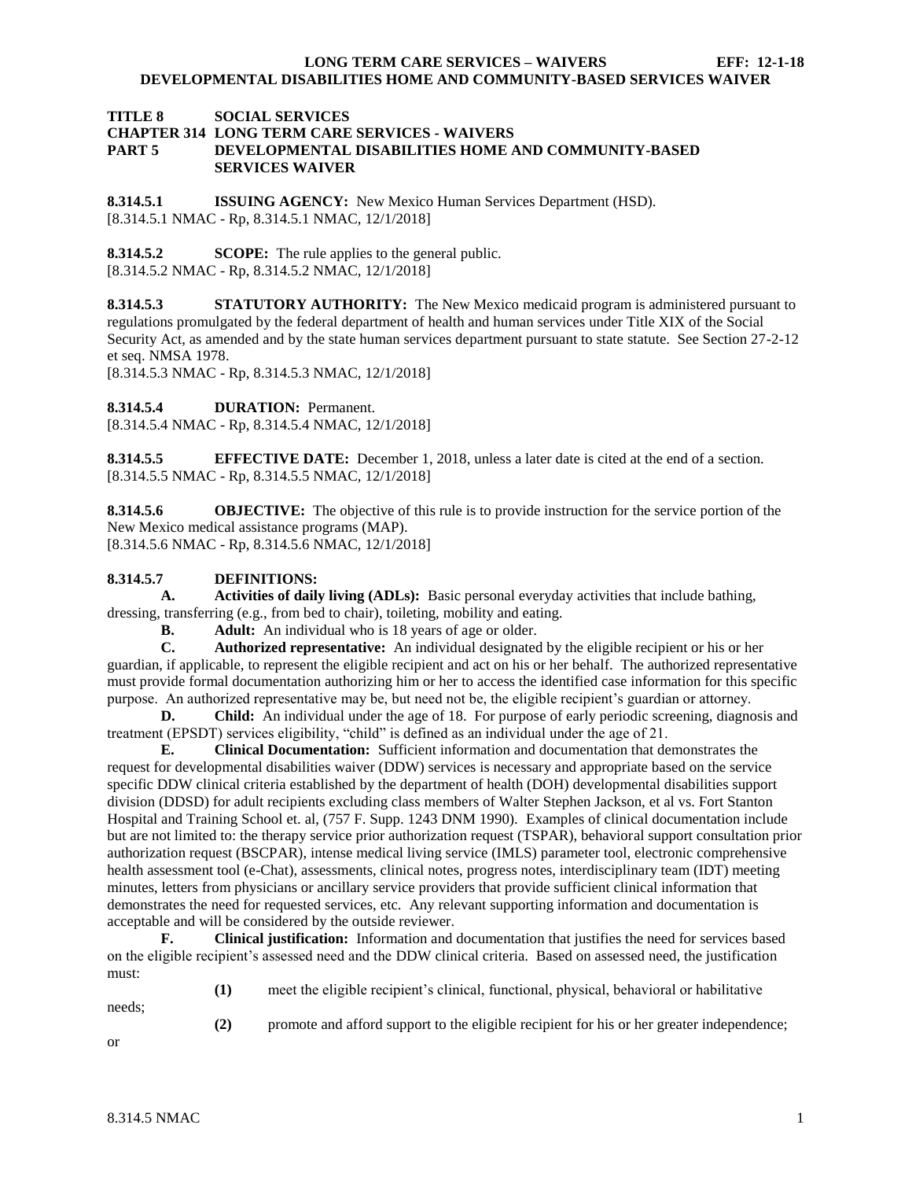# TITLE 8 SOCIAL SERVICES
## CHAPTER 314 LONG TERM CARE SERVICES - WAIVERS
## PART 5 DEVELOPMENTAL DISABILITIES HOME AND COMMUNITY-BASED SERVICES WAIVER

**8.314.5.1 ISSUING AGENCY:** New Mexico Human Services Department (HSD).
[8.314.5.1 NMAC - Rp, 8.314.5.1 NMAC, 12/1/2018]

**8.314.5.2 SCOPE:** The rule applies to the general public.
[8.314.5.2 NMAC - Rp, 8.314.5.2 NMAC, 12/1/2018]

**8.314.5.3 STATUTORY AUTHORITY:** The New Mexico medicaid program is administered pursuant to regulations promulgated by the federal department of health and human services under Title XIX of the Social Security Act, as amended and by the state human services department pursuant to state statute. See Section 27-2-12 et seq. NMSA 1978.
[8.314.5.3 NMAC - Rp, 8.314.5.3 NMAC, 12/1/2018]

**8.314.5.4 DURATION:** Permanent.
[8.314.5.4 NMAC - Rp, 8.314.5.4 NMAC, 12/1/2018]

**8.314.5.5 EFFECTIVE DATE:** December 1, 2018, unless a later date is cited at the end of a section.
[8.314.5.5 NMAC - Rp, 8.314.5.5 NMAC, 12/1/2018]

**8.314.5.6 OBJECTIVE:** The objective of this rule is to provide instruction for the service portion of the New Mexico medical assistance programs (MAP).
[8.314.5.6 NMAC - Rp, 8.314.5.6 NMAC, 12/1/2018]

**8.314.5.7 DEFINITIONS:**

**A. Activities of daily living (ADLs):** Basic personal everyday activities that include bathing, dressing, transferring (e.g., from bed to chair), toileting, mobility and eating.

**B. Adult:** An individual who is 18 years of age or older.

**C. Authorized representative:** An individual designated by the eligible recipient or his or her guardian, if applicable, to represent the eligible recipient and act on his or her behalf. The authorized representative must provide formal documentation authorizing him or her to access the identified case information for this specific purpose. An authorized representative may be, but need not be, the eligible recipient's guardian or attorney.

**D. Child:** An individual under the age of 18. For purpose of early periodic screening, diagnosis and treatment (EPSDT) services eligibility, "child" is defined as an individual under the age of 21.

**E. Clinical Documentation:** Sufficient information and documentation that demonstrates the request for developmental disabilities waiver (DDW) services is necessary and appropriate based on the service specific DDW clinical criteria established by the department of health (DOH) developmental disabilities support division (DDSD) for adult recipients excluding class members of Walter Stephen Jackson, et al vs. Fort Stanton Hospital and Training School et. al, (757 F. Supp. 1243 DNM 1990). Examples of clinical documentation include but are not limited to: the therapy service prior authorization request (TSPAR), behavioral support consultation prior authorization request (BSCPAR), intense medical living service (IMLS) parameter tool, electronic comprehensive health assessment tool (e-Chat), assessments, clinical notes, progress notes, interdisciplinary team (IDT) meeting minutes, letters from physicians or ancillary service providers that provide sufficient clinical information that demonstrates the need for requested services, etc. Any relevant supporting information and documentation is acceptable and will be considered by the outside reviewer.

**F. Clinical justification:** Information and documentation that justifies the need for services based on the eligible recipient's assessed need and the DDW clinical criteria. Based on assessed need, the justification must:

**(1)** meet the eligible recipient's clinical, functional, physical, behavioral or habilitative needs;

**(2)** promote and afford support to the eligible recipient for his or her greater independence; or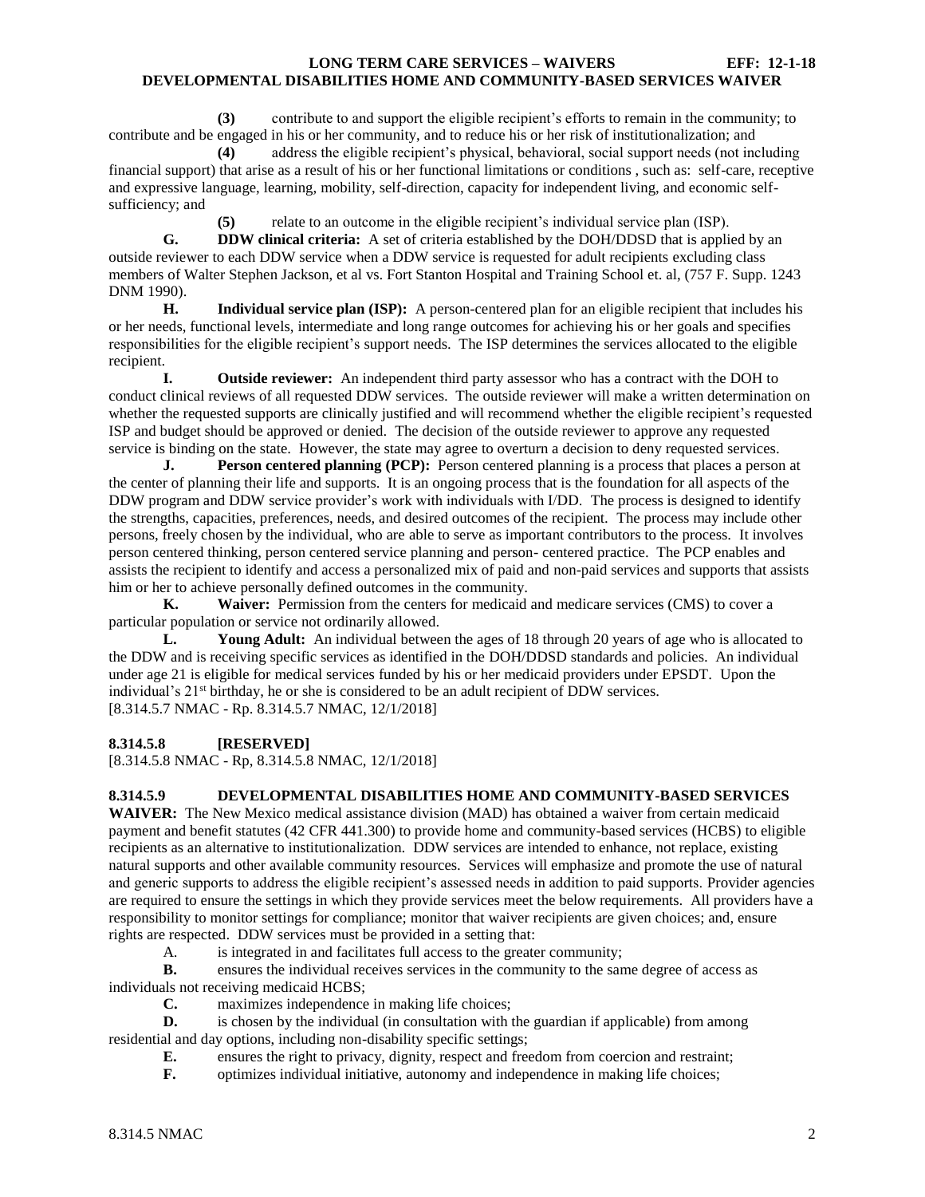**(3)** contribute to and support the eligible recipient's efforts to remain in the community; to contribute and be engaged in his or her community, and to reduce his or her risk of institutionalization; and

**(4)** address the eligible recipient's physical, behavioral, social support needs (not including financial support) that arise as a result of his or her functional limitations or conditions , such as: self-care, receptive and expressive language, learning, mobility, self-direction, capacity for independent living, and economic self-sufficiency; and

**(5)** relate to an outcome in the eligible recipient's individual service plan (ISP).

**G. DDW clinical criteria:** A set of criteria established by the DOH/DDSD that is applied by an outside reviewer to each DDW service when a DDW service is requested for adult recipients excluding class members of Walter Stephen Jackson, et al vs. Fort Stanton Hospital and Training School et. al, (757 F. Supp. 1243 DNM 1990).

**H. Individual service plan (ISP):** A person-centered plan for an eligible recipient that includes his or her needs, functional levels, intermediate and long range outcomes for achieving his or her goals and specifies responsibilities for the eligible recipient's support needs. The ISP determines the services allocated to the eligible recipient.

**I. Outside reviewer:** An independent third party assessor who has a contract with the DOH to conduct clinical reviews of all requested DDW services. The outside reviewer will make a written determination on whether the requested supports are clinically justified and will recommend whether the eligible recipient's requested ISP and budget should be approved or denied. The decision of the outside reviewer to approve any requested service is binding on the state. However, the state may agree to overturn a decision to deny requested services.

**J. Person centered planning (PCP):** Person centered planning is a process that places a person at the center of planning their life and supports. It is an ongoing process that is the foundation for all aspects of the DDW program and DDW service provider's work with individuals with I/DD. The process is designed to identify the strengths, capacities, preferences, needs, and desired outcomes of the recipient. The process may include other persons, freely chosen by the individual, who are able to serve as important contributors to the process. It involves person centered thinking, person centered service planning and person- centered practice. The PCP enables and assists the recipient to identify and access a personalized mix of paid and non-paid services and supports that assists him or her to achieve personally defined outcomes in the community.

**K. Waiver:** Permission from the centers for medicaid and medicare services (CMS) to cover a particular population or service not ordinarily allowed.

**L. Young Adult:** An individual between the ages of 18 through 20 years of age who is allocated to the DDW and is receiving specific services as identified in the DOH/DDSD standards and policies. An individual under age 21 is eligible for medical services funded by his or her medicaid providers under EPSDT. Upon the individual's 21st birthday, he or she is considered to be an adult recipient of DDW services.

[8.314.5.7 NMAC - Rp. 8.314.5.7 NMAC, 12/1/2018]

**8.314.5.8 [RESERVED]**

[8.314.5.8 NMAC - Rp, 8.314.5.8 NMAC, 12/1/2018]

**8.314.5.9 DEVELOPMENTAL DISABILITIES HOME AND COMMUNITY-BASED SERVICES WAIVER:** The New Mexico medical assistance division (MAD) has obtained a waiver from certain medicaid payment and benefit statutes (42 CFR 441.300) to provide home and community-based services (HCBS) to eligible recipients as an alternative to institutionalization. DDW services are intended to enhance, not replace, existing natural supports and other available community resources. Services will emphasize and promote the use of natural and generic supports to address the eligible recipient's assessed needs in addition to paid supports. Provider agencies are required to ensure the settings in which they provide services meet the below requirements. All providers have a responsibility to monitor settings for compliance; monitor that waiver recipients are given choices; and, ensure rights are respected. DDW services must be provided in a setting that:

A. is integrated in and facilitates full access to the greater community;

**B.** ensures the individual receives services in the community to the same degree of access as individuals not receiving medicaid HCBS;

**C.** maximizes independence in making life choices;

**D.** is chosen by the individual (in consultation with the guardian if applicable) from among residential and day options, including non-disability specific settings;

**E.** ensures the right to privacy, dignity, respect and freedom from coercion and restraint;

**F.** optimizes individual initiative, autonomy and independence in making life choices;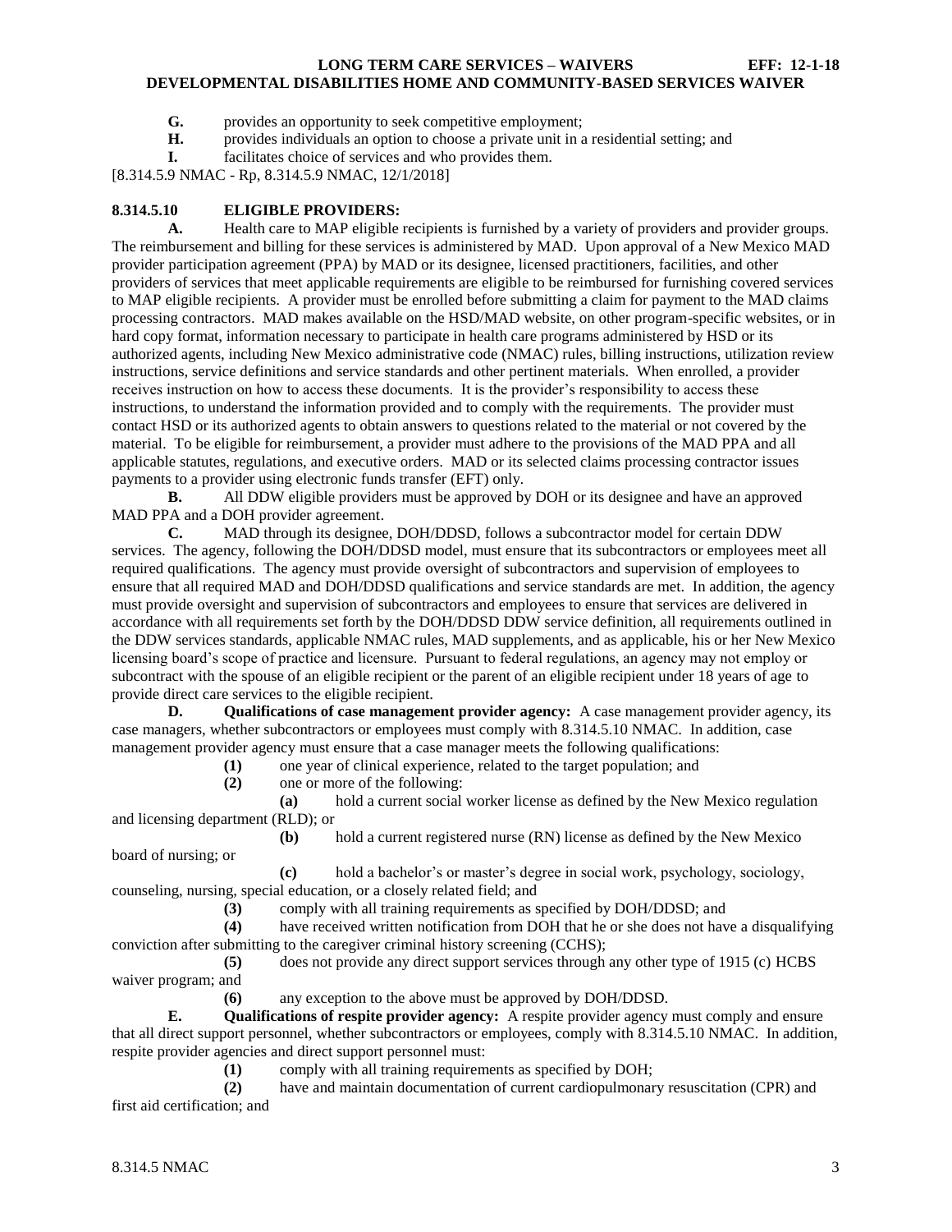**G.** provides an opportunity to seek competitive employment;

**H.** provides individuals an option to choose a private unit in a residential setting; and

**I.** facilitates choice of services and who provides them.

[8.314.5.9 NMAC - Rp, 8.314.5.9 NMAC, 12/1/2018]

**8.314.5.10 ELIGIBLE PROVIDERS:**

**A.** Health care to MAP eligible recipients is furnished by a variety of providers and provider groups. The reimbursement and billing for these services is administered by MAD. Upon approval of a New Mexico MAD provider participation agreement (PPA) by MAD or its designee, licensed practitioners, facilities, and other providers of services that meet applicable requirements are eligible to be reimbursed for furnishing covered services to MAP eligible recipients. A provider must be enrolled before submitting a claim for payment to the MAD claims processing contractors. MAD makes available on the HSD/MAD website, on other program-specific websites, or in hard copy format, information necessary to participate in health care programs administered by HSD or its authorized agents, including New Mexico administrative code (NMAC) rules, billing instructions, utilization review instructions, service definitions and service standards and other pertinent materials. When enrolled, a provider receives instruction on how to access these documents. It is the provider's responsibility to access these instructions, to understand the information provided and to comply with the requirements. The provider must contact HSD or its authorized agents to obtain answers to questions related to the material or not covered by the material. To be eligible for reimbursement, a provider must adhere to the provisions of the MAD PPA and all applicable statutes, regulations, and executive orders. MAD or its selected claims processing contractor issues payments to a provider using electronic funds transfer (EFT) only.

**B.** All DDW eligible providers must be approved by DOH or its designee and have an approved MAD PPA and a DOH provider agreement.

**C.** MAD through its designee, DOH/DDSD, follows a subcontractor model for certain DDW services. The agency, following the DOH/DDSD model, must ensure that its subcontractors or employees meet all required qualifications. The agency must provide oversight of subcontractors and supervision of employees to ensure that all required MAD and DOH/DDSD qualifications and service standards are met. In addition, the agency must provide oversight and supervision of subcontractors and employees to ensure that services are delivered in accordance with all requirements set forth by the DOH/DDSD DDW service definition, all requirements outlined in the DDW services standards, applicable NMAC rules, MAD supplements, and as applicable, his or her New Mexico licensing board's scope of practice and licensure. Pursuant to federal regulations, an agency may not employ or subcontract with the spouse of an eligible recipient or the parent of an eligible recipient under 18 years of age to provide direct care services to the eligible recipient.

**D. Qualifications of case management provider agency:** A case management provider agency, its case managers, whether subcontractors or employees must comply with 8.314.5.10 NMAC. In addition, case management provider agency must ensure that a case manager meets the following qualifications:

**(1)** one year of clinical experience, related to the target population; and

**(2)** one or more of the following:

**(a)** hold a current social worker license as defined by the New Mexico regulation and licensing department (RLD); or

**(b)** hold a current registered nurse (RN) license as defined by the New Mexico board of nursing; or

**(c)** hold a bachelor's or master's degree in social work, psychology, sociology, counseling, nursing, special education, or a closely related field; and

**(3)** comply with all training requirements as specified by DOH/DDSD; and

**(4)** have received written notification from DOH that he or she does not have a disqualifying conviction after submitting to the caregiver criminal history screening (CCHS);

**(5)** does not provide any direct support services through any other type of 1915 (c) HCBS waiver program; and

**(6)** any exception to the above must be approved by DOH/DDSD.

**E. Qualifications of respite provider agency:** A respite provider agency must comply and ensure that all direct support personnel, whether subcontractors or employees, comply with 8.314.5.10 NMAC. In addition, respite provider agencies and direct support personnel must:

**(1)** comply with all training requirements as specified by DOH;

**(2)** have and maintain documentation of current cardiopulmonary resuscitation (CPR) and first aid certification; and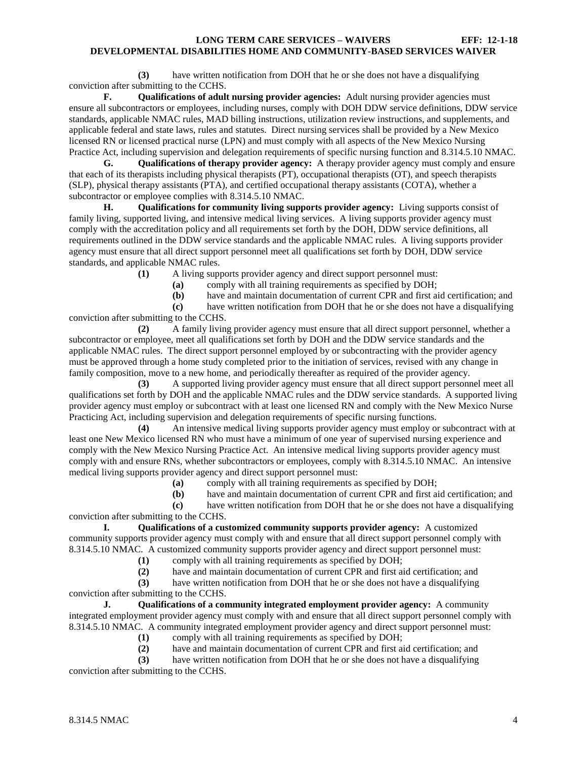**(3)** have written notification from DOH that he or she does not have a disqualifying conviction after submitting to the CCHS.

**F. Qualifications of adult nursing provider agencies:** Adult nursing provider agencies must ensure all subcontractors or employees, including nurses, comply with DOH DDW service definitions, DDW service standards, applicable NMAC rules, MAD billing instructions, utilization review instructions, and supplements, and applicable federal and state laws, rules and statutes. Direct nursing services shall be provided by a New Mexico licensed RN or licensed practical nurse (LPN) and must comply with all aspects of the New Mexico Nursing Practice Act, including supervision and delegation requirements of specific nursing function and 8.314.5.10 NMAC.

**G. Qualifications of therapy provider agency:** A therapy provider agency must comply and ensure that each of its therapists including physical therapists (PT), occupational therapists (OT), and speech therapists (SLP), physical therapy assistants (PTA), and certified occupational therapy assistants (COTA), whether a subcontractor or employee complies with 8.314.5.10 NMAC.

**H. Qualifications for community living supports provider agency:** Living supports consist of family living, supported living, and intensive medical living services. A living supports provider agency must comply with the accreditation policy and all requirements set forth by the DOH, DDW service definitions, all requirements outlined in the DDW service standards and the applicable NMAC rules. A living supports provider agency must ensure that all direct support personnel meet all qualifications set forth by DOH, DDW service standards, and applicable NMAC rules.

**(1)** A living supports provider agency and direct support personnel must:

**(a)** comply with all training requirements as specified by DOH;

**(b)** have and maintain documentation of current CPR and first aid certification; and

**(c)** have written notification from DOH that he or she does not have a disqualifying conviction after submitting to the CCHS.

**(2)** A family living provider agency must ensure that all direct support personnel, whether a subcontractor or employee, meet all qualifications set forth by DOH and the DDW service standards and the applicable NMAC rules. The direct support personnel employed by or subcontracting with the provider agency must be approved through a home study completed prior to the initiation of services, revised with any change in family composition, move to a new home, and periodically thereafter as required of the provider agency.

**(3)** A supported living provider agency must ensure that all direct support personnel meet all qualifications set forth by DOH and the applicable NMAC rules and the DDW service standards. A supported living provider agency must employ or subcontract with at least one licensed RN and comply with the New Mexico Nurse Practicing Act, including supervision and delegation requirements of specific nursing functions.

**(4)** An intensive medical living supports provider agency must employ or subcontract with at least one New Mexico licensed RN who must have a minimum of one year of supervised nursing experience and comply with the New Mexico Nursing Practice Act. An intensive medical living supports provider agency must comply with and ensure RNs, whether subcontractors or employees, comply with 8.314.5.10 NMAC. An intensive medical living supports provider agency and direct support personnel must:

**(a)** comply with all training requirements as specified by DOH;

**(b)** have and maintain documentation of current CPR and first aid certification; and

**(c)** have written notification from DOH that he or she does not have a disqualifying conviction after submitting to the CCHS.

**I. Qualifications of a customized community supports provider agency:** A customized community supports provider agency must comply with and ensure that all direct support personnel comply with 8.314.5.10 NMAC. A customized community supports provider agency and direct support personnel must:

**(1)** comply with all training requirements as specified by DOH;

**(2)** have and maintain documentation of current CPR and first aid certification; and

**(3)** have written notification from DOH that he or she does not have a disqualifying conviction after submitting to the CCHS.

**J. Qualifications of a community integrated employment provider agency:** A community integrated employment provider agency must comply with and ensure that all direct support personnel comply with 8.314.5.10 NMAC. A community integrated employment provider agency and direct support personnel must:

**(1)** comply with all training requirements as specified by DOH;

**(2)** have and maintain documentation of current CPR and first aid certification; and

**(3)** have written notification from DOH that he or she does not have a disqualifying conviction after submitting to the CCHS.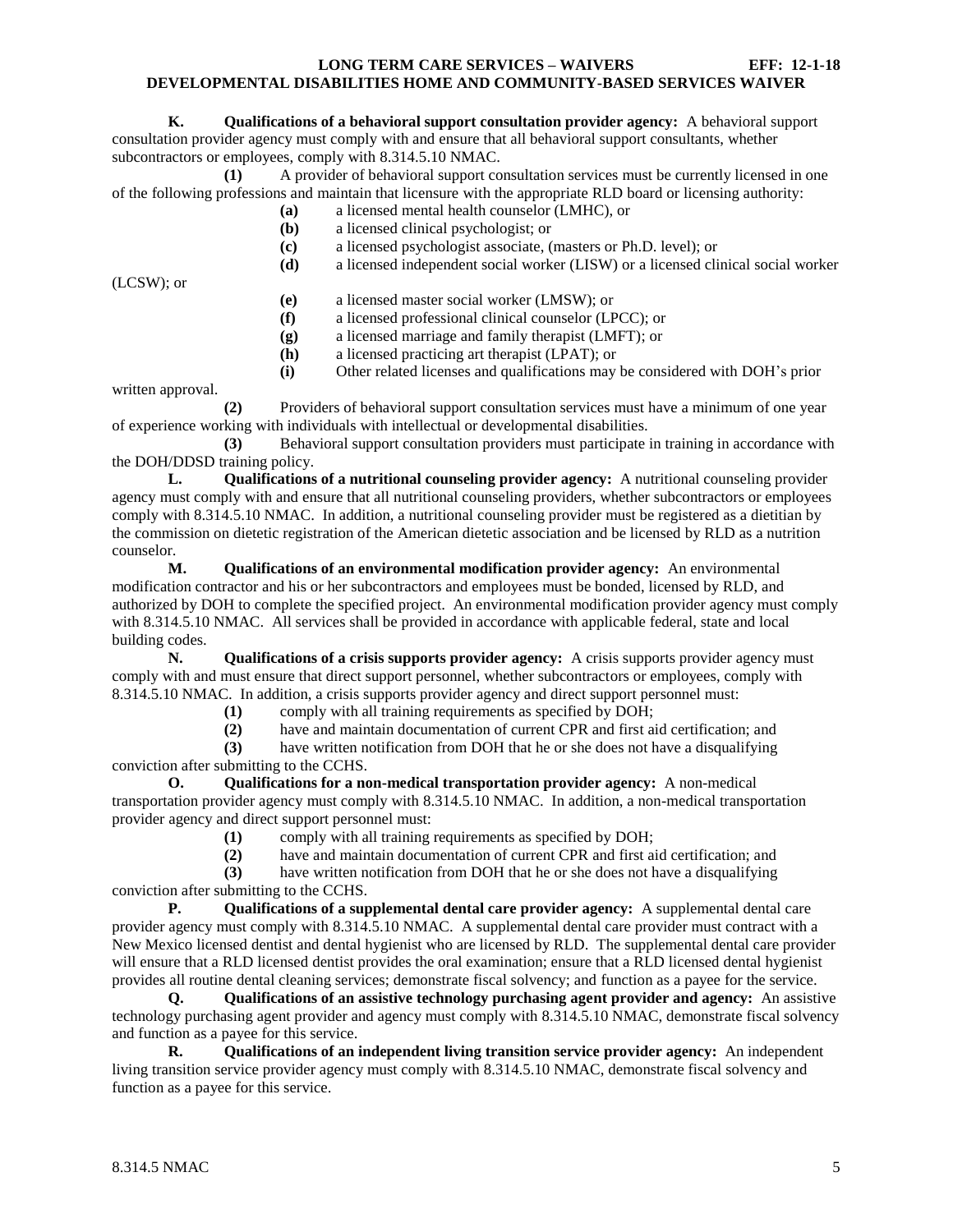**K. Qualifications of a behavioral support consultation provider agency:** A behavioral support consultation provider agency must comply with and ensure that all behavioral support consultants, whether subcontractors or employees, comply with 8.314.5.10 NMAC.

**(1)** A provider of behavioral support consultation services must be currently licensed in one of the following professions and maintain that licensure with the appropriate RLD board or licensing authority:

**(a)** a licensed mental health counselor (LMHC), or

**(b)** a licensed clinical psychologist; or

**(c)** a licensed psychologist associate, (masters or Ph.D. level); or

**(d)** a licensed independent social worker (LISW) or a licensed clinical social worker (LCSW); or

**(e)** a licensed master social worker (LMSW); or

**(f)** a licensed professional clinical counselor (LPCC); or

**(g)** a licensed marriage and family therapist (LMFT); or

**(h)** a licensed practicing art therapist (LPAT); or

**(i)** Other related licenses and qualifications may be considered with DOH's prior written approval.

**(2)** Providers of behavioral support consultation services must have a minimum of one year of experience working with individuals with intellectual or developmental disabilities.

**(3)** Behavioral support consultation providers must participate in training in accordance with the DOH/DDSD training policy.

**L. Qualifications of a nutritional counseling provider agency:** A nutritional counseling provider agency must comply with and ensure that all nutritional counseling providers, whether subcontractors or employees comply with 8.314.5.10 NMAC. In addition, a nutritional counseling provider must be registered as a dietitian by the commission on dietetic registration of the American dietetic association and be licensed by RLD as a nutrition counselor.

**M. Qualifications of an environmental modification provider agency:** An environmental modification contractor and his or her subcontractors and employees must be bonded, licensed by RLD, and authorized by DOH to complete the specified project. An environmental modification provider agency must comply with 8.314.5.10 NMAC. All services shall be provided in accordance with applicable federal, state and local building codes.

**N. Qualifications of a crisis supports provider agency:** A crisis supports provider agency must comply with and must ensure that direct support personnel, whether subcontractors or employees, comply with 8.314.5.10 NMAC. In addition, a crisis supports provider agency and direct support personnel must:

**(1)** comply with all training requirements as specified by DOH;

**(2)** have and maintain documentation of current CPR and first aid certification; and

**(3)** have written notification from DOH that he or she does not have a disqualifying conviction after submitting to the CCHS.

**O. Qualifications for a non-medical transportation provider agency:** A non-medical transportation provider agency must comply with 8.314.5.10 NMAC. In addition, a non-medical transportation provider agency and direct support personnel must:

**(1)** comply with all training requirements as specified by DOH;

**(2)** have and maintain documentation of current CPR and first aid certification; and

**(3)** have written notification from DOH that he or she does not have a disqualifying conviction after submitting to the CCHS.

**P. Qualifications of a supplemental dental care provider agency:** A supplemental dental care provider agency must comply with 8.314.5.10 NMAC. A supplemental dental care provider must contract with a New Mexico licensed dentist and dental hygienist who are licensed by RLD. The supplemental dental care provider will ensure that a RLD licensed dentist provides the oral examination; ensure that a RLD licensed dental hygienist provides all routine dental cleaning services; demonstrate fiscal solvency; and function as a payee for the service.

**Q. Qualifications of an assistive technology purchasing agent provider and agency:** An assistive technology purchasing agent provider and agency must comply with 8.314.5.10 NMAC, demonstrate fiscal solvency and function as a payee for this service.

**R. Qualifications of an independent living transition service provider agency:** An independent living transition service provider agency must comply with 8.314.5.10 NMAC, demonstrate fiscal solvency and function as a payee for this service.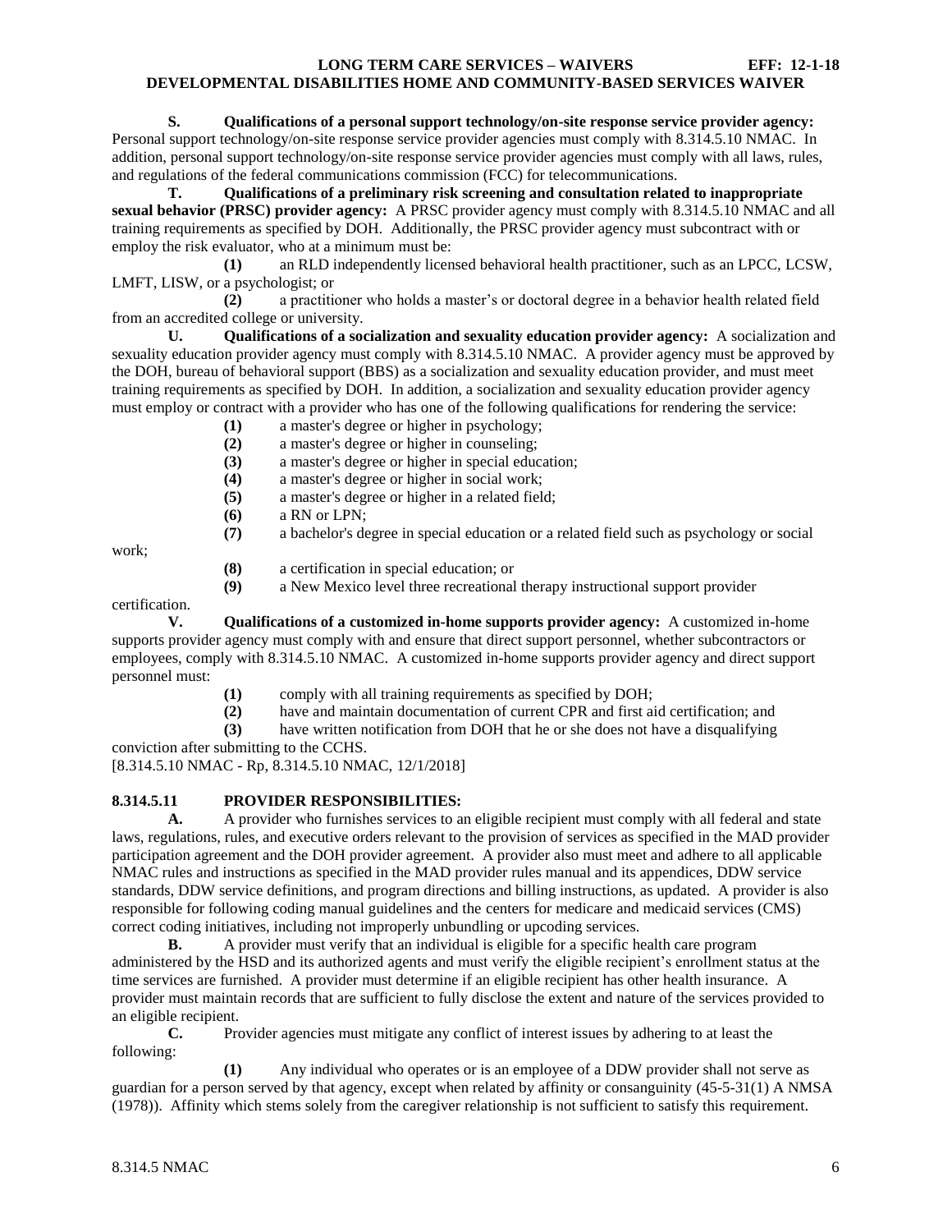**S. Qualifications of a personal support technology/on-site response service provider agency:** Personal support technology/on-site response service provider agencies must comply with 8.314.5.10 NMAC. In addition, personal support technology/on-site response service provider agencies must comply with all laws, rules, and regulations of the federal communications commission (FCC) for telecommunications.

**T. Qualifications of a preliminary risk screening and consultation related to inappropriate sexual behavior (PRSC) provider agency:** A PRSC provider agency must comply with 8.314.5.10 NMAC and all training requirements as specified by DOH. Additionally, the PRSC provider agency must subcontract with or employ the risk evaluator, who at a minimum must be:

**(1)** an RLD independently licensed behavioral health practitioner, such as an LPCC, LCSW, LMFT, LISW, or a psychologist; or

**(2)** a practitioner who holds a master's or doctoral degree in a behavior health related field from an accredited college or university.

**U. Qualifications of a socialization and sexuality education provider agency:** A socialization and sexuality education provider agency must comply with 8.314.5.10 NMAC. A provider agency must be approved by the DOH, bureau of behavioral support (BBS) as a socialization and sexuality education provider, and must meet training requirements as specified by DOH. In addition, a socialization and sexuality education provider agency must employ or contract with a provider who has one of the following qualifications for rendering the service:

**(1)** a master's degree or higher in psychology;

**(2)** a master's degree or higher in counseling;

**(3)** a master's degree or higher in special education;

**(4)** a master's degree or higher in social work;

**(5)** a master's degree or higher in a related field;

**(6)** a RN or LPN;

**(7)** a bachelor's degree in special education or a related field such as psychology or social work;

**(8)** a certification in special education; or

**(9)** a New Mexico level three recreational therapy instructional support provider certification.

**V. Qualifications of a customized in-home supports provider agency:** A customized in-home supports provider agency must comply with and ensure that direct support personnel, whether subcontractors or employees, comply with 8.314.5.10 NMAC. A customized in-home supports provider agency and direct support personnel must:

**(1)** comply with all training requirements as specified by DOH;

**(2)** have and maintain documentation of current CPR and first aid certification; and

**(3)** have written notification from DOH that he or she does not have a disqualifying conviction after submitting to the CCHS.

[8.314.5.10 NMAC - Rp, 8.314.5.10 NMAC, 12/1/2018]

**8.314.5.11 PROVIDER RESPONSIBILITIES:**

**A.** A provider who furnishes services to an eligible recipient must comply with all federal and state laws, regulations, rules, and executive orders relevant to the provision of services as specified in the MAD provider participation agreement and the DOH provider agreement. A provider also must meet and adhere to all applicable NMAC rules and instructions as specified in the MAD provider rules manual and its appendices, DDW service standards, DDW service definitions, and program directions and billing instructions, as updated. A provider is also responsible for following coding manual guidelines and the centers for medicare and medicaid services (CMS) correct coding initiatives, including not improperly unbundling or upcoding services.

**B.** A provider must verify that an individual is eligible for a specific health care program administered by the HSD and its authorized agents and must verify the eligible recipient's enrollment status at the time services are furnished. A provider must determine if an eligible recipient has other health insurance. A provider must maintain records that are sufficient to fully disclose the extent and nature of the services provided to an eligible recipient.

**C.** Provider agencies must mitigate any conflict of interest issues by adhering to at least the following:

**(1)** Any individual who operates or is an employee of a DDW provider shall not serve as guardian for a person served by that agency, except when related by affinity or consanguinity (45-5-31(1) A NMSA (1978)). Affinity which stems solely from the caregiver relationship is not sufficient to satisfy this requirement.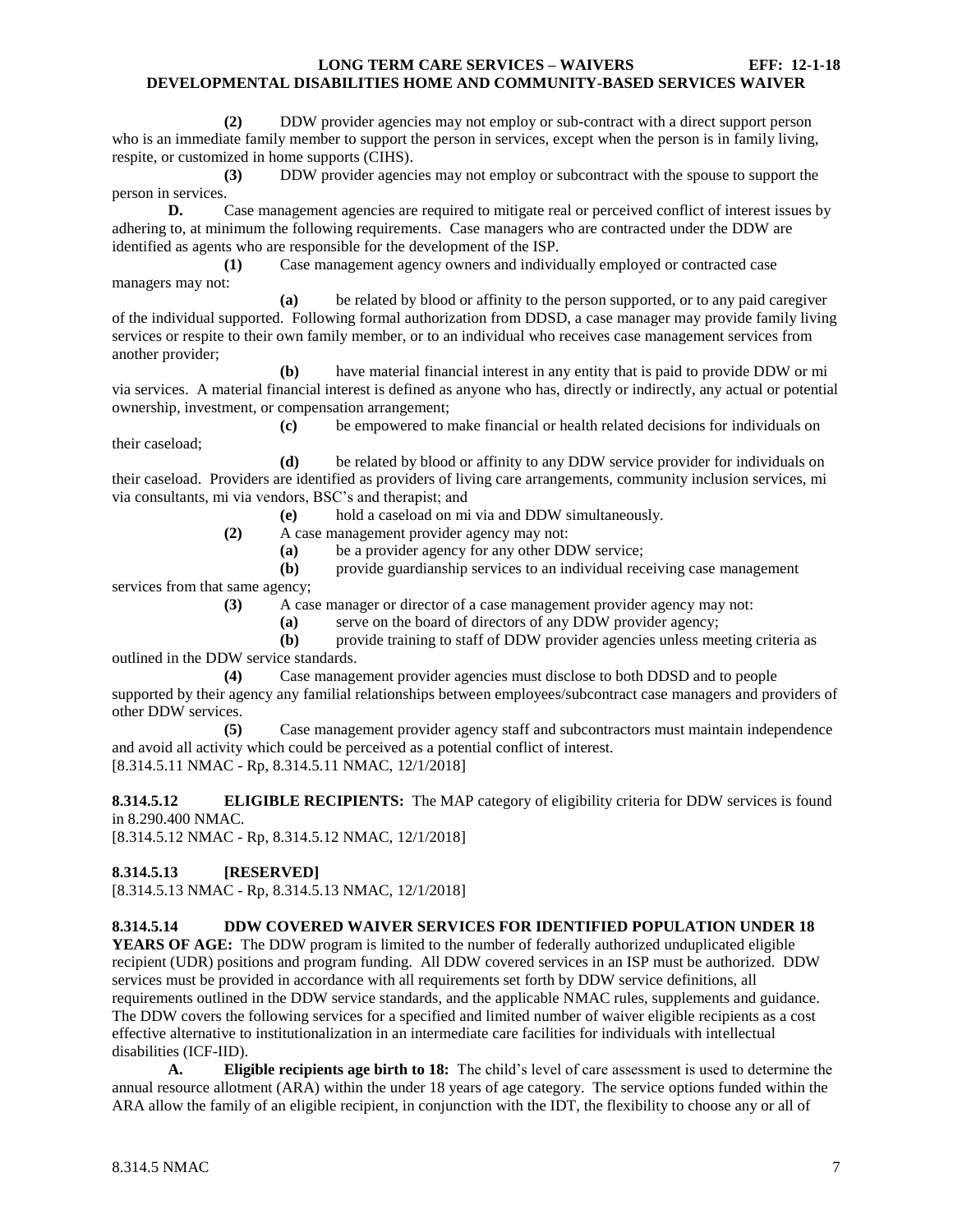**(2)** DDW provider agencies may not employ or sub-contract with a direct support person who is an immediate family member to support the person in services, except when the person is in family living, respite, or customized in home supports (CIHS).

**(3)** DDW provider agencies may not employ or subcontract with the spouse to support the person in services.

**D.** Case management agencies are required to mitigate real or perceived conflict of interest issues by adhering to, at minimum the following requirements. Case managers who are contracted under the DDW are identified as agents who are responsible for the development of the ISP.

**(1)** Case management agency owners and individually employed or contracted case managers may not:

**(a)** be related by blood or affinity to the person supported, or to any paid caregiver of the individual supported. Following formal authorization from DDSD, a case manager may provide family living services or respite to their own family member, or to an individual who receives case management services from another provider;

**(b)** have material financial interest in any entity that is paid to provide DDW or mi via services. A material financial interest is defined as anyone who has, directly or indirectly, any actual or potential ownership, investment, or compensation arrangement;

**(c)** be empowered to make financial or health related decisions for individuals on their caseload;

**(d)** be related by blood or affinity to any DDW service provider for individuals on their caseload. Providers are identified as providers of living care arrangements, community inclusion services, mi via consultants, mi via vendors, BSC's and therapist; and

**(e)** hold a caseload on mi via and DDW simultaneously.

**(2)** A case management provider agency may not:

**(a)** be a provider agency for any other DDW service;

**(b)** provide guardianship services to an individual receiving case management services from that same agency;

**(3)** A case manager or director of a case management provider agency may not:

**(a)** serve on the board of directors of any DDW provider agency;

**(b)** provide training to staff of DDW provider agencies unless meeting criteria as outlined in the DDW service standards.

**(4)** Case management provider agencies must disclose to both DDSD and to people supported by their agency any familial relationships between employees/subcontract case managers and providers of other DDW services.

**(5)** Case management provider agency staff and subcontractors must maintain independence and avoid all activity which could be perceived as a potential conflict of interest.

[8.314.5.11 NMAC - Rp, 8.314.5.11 NMAC, 12/1/2018]

**8.314.5.12 ELIGIBLE RECIPIENTS:** The MAP category of eligibility criteria for DDW services is found in 8.290.400 NMAC.

[8.314.5.12 NMAC - Rp, 8.314.5.12 NMAC, 12/1/2018]

**8.314.5.13 [RESERVED]**

[8.314.5.13 NMAC - Rp, 8.314.5.13 NMAC, 12/1/2018]

**8.314.5.14 DDW COVERED WAIVER SERVICES FOR IDENTIFIED POPULATION UNDER 18 YEARS OF AGE:** The DDW program is limited to the number of federally authorized unduplicated eligible recipient (UDR) positions and program funding. All DDW covered services in an ISP must be authorized. DDW services must be provided in accordance with all requirements set forth by DDW service definitions, all requirements outlined in the DDW service standards, and the applicable NMAC rules, supplements and guidance. The DDW covers the following services for a specified and limited number of waiver eligible recipients as a cost effective alternative to institutionalization in an intermediate care facilities for individuals with intellectual disabilities (ICF-IID).

**A. Eligible recipients age birth to 18:** The child's level of care assessment is used to determine the annual resource allotment (ARA) within the under 18 years of age category. The service options funded within the ARA allow the family of an eligible recipient, in conjunction with the IDT, the flexibility to choose any or all of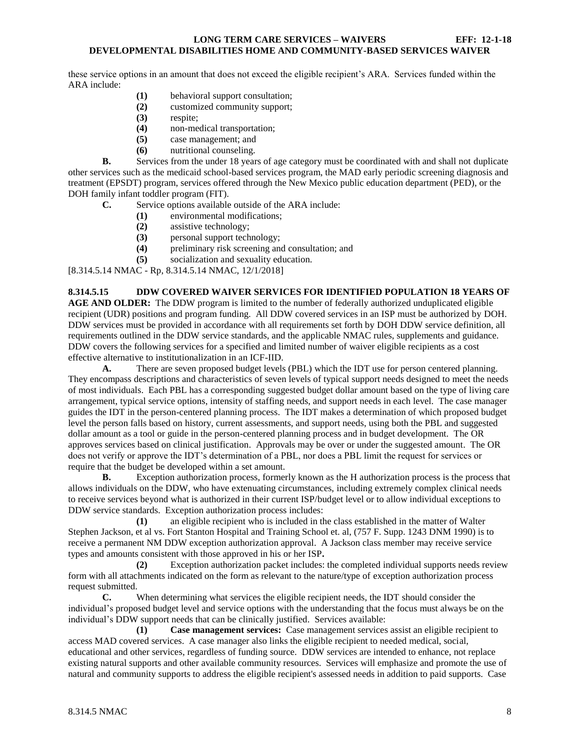these service options in an amount that does not exceed the eligible recipient's ARA. Services funded within the ARA include:

**(1)** behavioral support consultation;
**(2)** customized community support;
**(3)** respite;
**(4)** non-medical transportation;
**(5)** case management; and
**(6)** nutritional counseling.

**B.** Services from the under 18 years of age category must be coordinated with and shall not duplicate other services such as the medicaid school-based services program, the MAD early periodic screening diagnosis and treatment (EPSDT) program, services offered through the New Mexico public education department (PED), or the DOH family infant toddler program (FIT).

**C.** Service options available outside of the ARA include:

**(1)** environmental modifications;
**(2)** assistive technology;
**(3)** personal support technology;
**(4)** preliminary risk screening and consultation; and
**(5)** socialization and sexuality education.

[8.314.5.14 NMAC - Rp, 8.314.5.14 NMAC, 12/1/2018]

**8.314.5.15 DDW COVERED WAIVER SERVICES FOR IDENTIFIED POPULATION 18 YEARS OF AGE AND OLDER:** The DDW program is limited to the number of federally authorized unduplicated eligible recipient (UDR) positions and program funding. All DDW covered services in an ISP must be authorized by DOH. DDW services must be provided in accordance with all requirements set forth by DOH DDW service definition, all requirements outlined in the DDW service standards, and the applicable NMAC rules, supplements and guidance. DDW covers the following services for a specified and limited number of waiver eligible recipients as a cost effective alternative to institutionalization in an ICF-IID.

**A.** There are seven proposed budget levels (PBL) which the IDT use for person centered planning. They encompass descriptions and characteristics of seven levels of typical support needs designed to meet the needs of most individuals. Each PBL has a corresponding suggested budget dollar amount based on the type of living care arrangement, typical service options, intensity of staffing needs, and support needs in each level. The case manager guides the IDT in the person-centered planning process. The IDT makes a determination of which proposed budget level the person falls based on history, current assessments, and support needs, using both the PBL and suggested dollar amount as a tool or guide in the person-centered planning process and in budget development. The OR approves services based on clinical justification. Approvals may be over or under the suggested amount. The OR does not verify or approve the IDT's determination of a PBL, nor does a PBL limit the request for services or require that the budget be developed within a set amount.

**B.** Exception authorization process, formerly known as the H authorization process is the process that allows individuals on the DDW, who have extenuating circumstances, including extremely complex clinical needs to receive services beyond what is authorized in their current ISP/budget level or to allow individual exceptions to DDW service standards. Exception authorization process includes:

**(1)** an eligible recipient who is included in the class established in the matter of Walter Stephen Jackson, et al vs. Fort Stanton Hospital and Training School et. al, (757 F. Supp. 1243 DNM 1990) is to receive a permanent NM DDW exception authorization approval. A Jackson class member may receive service types and amounts consistent with those approved in his or her ISP**.**

**(2)** Exception authorization packet includes: the completed individual supports needs review form with all attachments indicated on the form as relevant to the nature/type of exception authorization process request submitted.

**C.** When determining what services the eligible recipient needs, the IDT should consider the individual's proposed budget level and service options with the understanding that the focus must always be on the individual's DDW support needs that can be clinically justified. Services available:

**(1) Case management services:** Case management services assist an eligible recipient to access MAD covered services. A case manager also links the eligible recipient to needed medical, social, educational and other services, regardless of funding source. DDW services are intended to enhance, not replace existing natural supports and other available community resources. Services will emphasize and promote the use of natural and community supports to address the eligible recipient's assessed needs in addition to paid supports. Case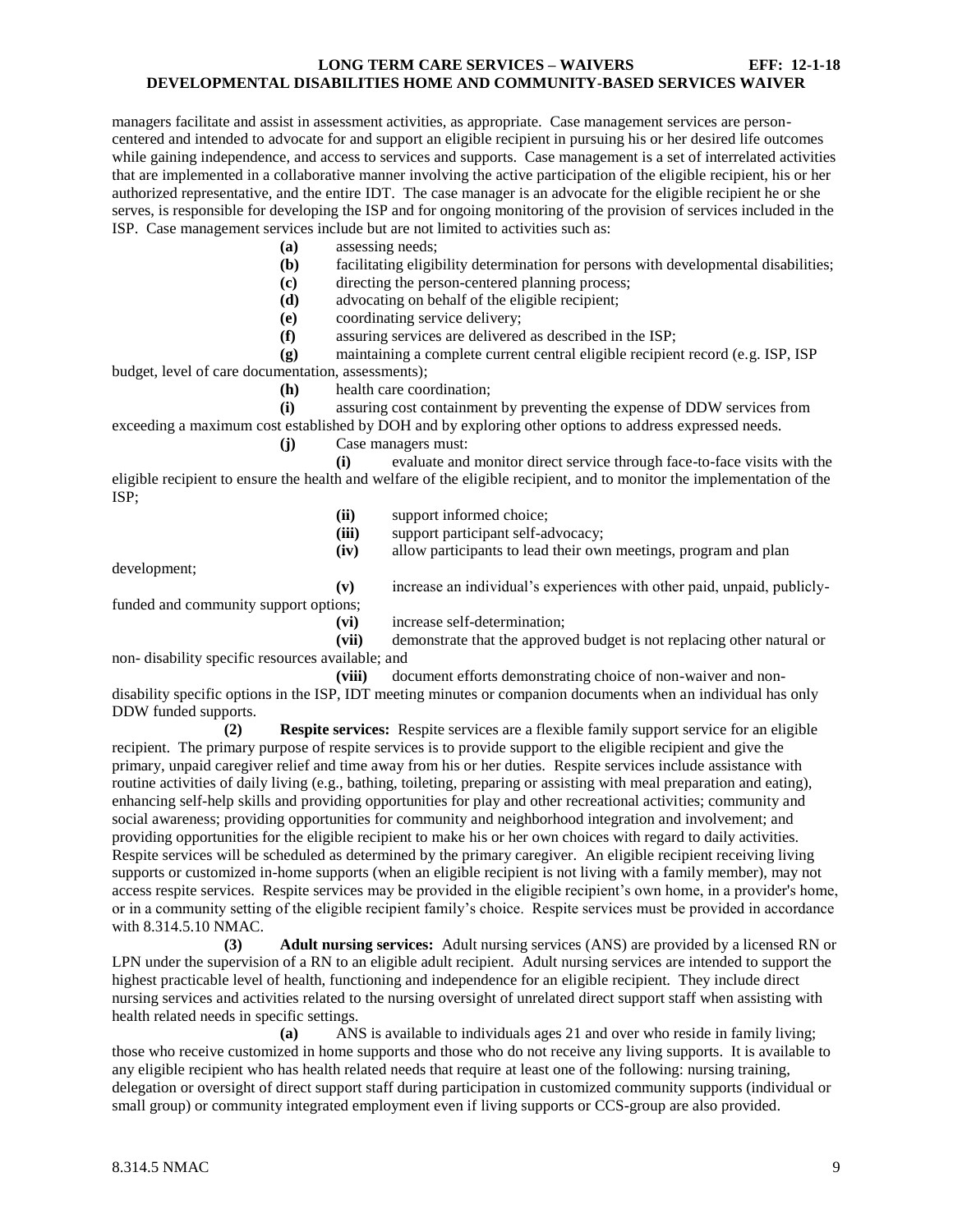managers facilitate and assist in assessment activities, as appropriate. Case management services are person-centered and intended to advocate for and support an eligible recipient in pursuing his or her desired life outcomes while gaining independence, and access to services and supports. Case management is a set of interrelated activities that are implemented in a collaborative manner involving the active participation of the eligible recipient, his or her authorized representative, and the entire IDT. The case manager is an advocate for the eligible recipient he or she serves, is responsible for developing the ISP and for ongoing monitoring of the provision of services included in the ISP. Case management services include but are not limited to activities such as:

**(a)** assessing needs;

**(b)** facilitating eligibility determination for persons with developmental disabilities;

**(c)** directing the person-centered planning process;

**(d)** advocating on behalf of the eligible recipient;

**(e)** coordinating service delivery;

**(f)** assuring services are delivered as described in the ISP;

**(g)** maintaining a complete current central eligible recipient record (e.g. ISP, ISP budget, level of care documentation, assessments);

**(h)** health care coordination;

**(i)** assuring cost containment by preventing the expense of DDW services from exceeding a maximum cost established by DOH and by exploring other options to address expressed needs.

**(j)** Case managers must:

**(i)** evaluate and monitor direct service through face-to-face visits with the eligible recipient to ensure the health and welfare of the eligible recipient, and to monitor the implementation of the ISP;

**(ii)** support informed choice;

**(iii)** support participant self-advocacy;

**(iv)** allow participants to lead their own meetings, program and plan development;

**(v)** increase an individual's experiences with other paid, unpaid, publicly-funded and community support options;

**(vi)** increase self-determination;

**(vii)** demonstrate that the approved budget is not replacing other natural or non- disability specific resources available; and

**(viii)** document efforts demonstrating choice of non-waiver and non-disability specific options in the ISP, IDT meeting minutes or companion documents when an individual has only DDW funded supports.

**(2) Respite services:** Respite services are a flexible family support service for an eligible recipient. The primary purpose of respite services is to provide support to the eligible recipient and give the primary, unpaid caregiver relief and time away from his or her duties. Respite services include assistance with routine activities of daily living (e.g., bathing, toileting, preparing or assisting with meal preparation and eating), enhancing self-help skills and providing opportunities for play and other recreational activities; community and social awareness; providing opportunities for community and neighborhood integration and involvement; and providing opportunities for the eligible recipient to make his or her own choices with regard to daily activities. Respite services will be scheduled as determined by the primary caregiver. An eligible recipient receiving living supports or customized in-home supports (when an eligible recipient is not living with a family member), may not access respite services. Respite services may be provided in the eligible recipient's own home, in a provider's home, or in a community setting of the eligible recipient family's choice. Respite services must be provided in accordance with 8.314.5.10 NMAC.

**(3) Adult nursing services:** Adult nursing services (ANS) are provided by a licensed RN or LPN under the supervision of a RN to an eligible adult recipient. Adult nursing services are intended to support the highest practicable level of health, functioning and independence for an eligible recipient. They include direct nursing services and activities related to the nursing oversight of unrelated direct support staff when assisting with health related needs in specific settings.

**(a)** ANS is available to individuals ages 21 and over who reside in family living; those who receive customized in home supports and those who do not receive any living supports. It is available to any eligible recipient who has health related needs that require at least one of the following: nursing training, delegation or oversight of direct support staff during participation in customized community supports (individual or small group) or community integrated employment even if living supports or CCS-group are also provided.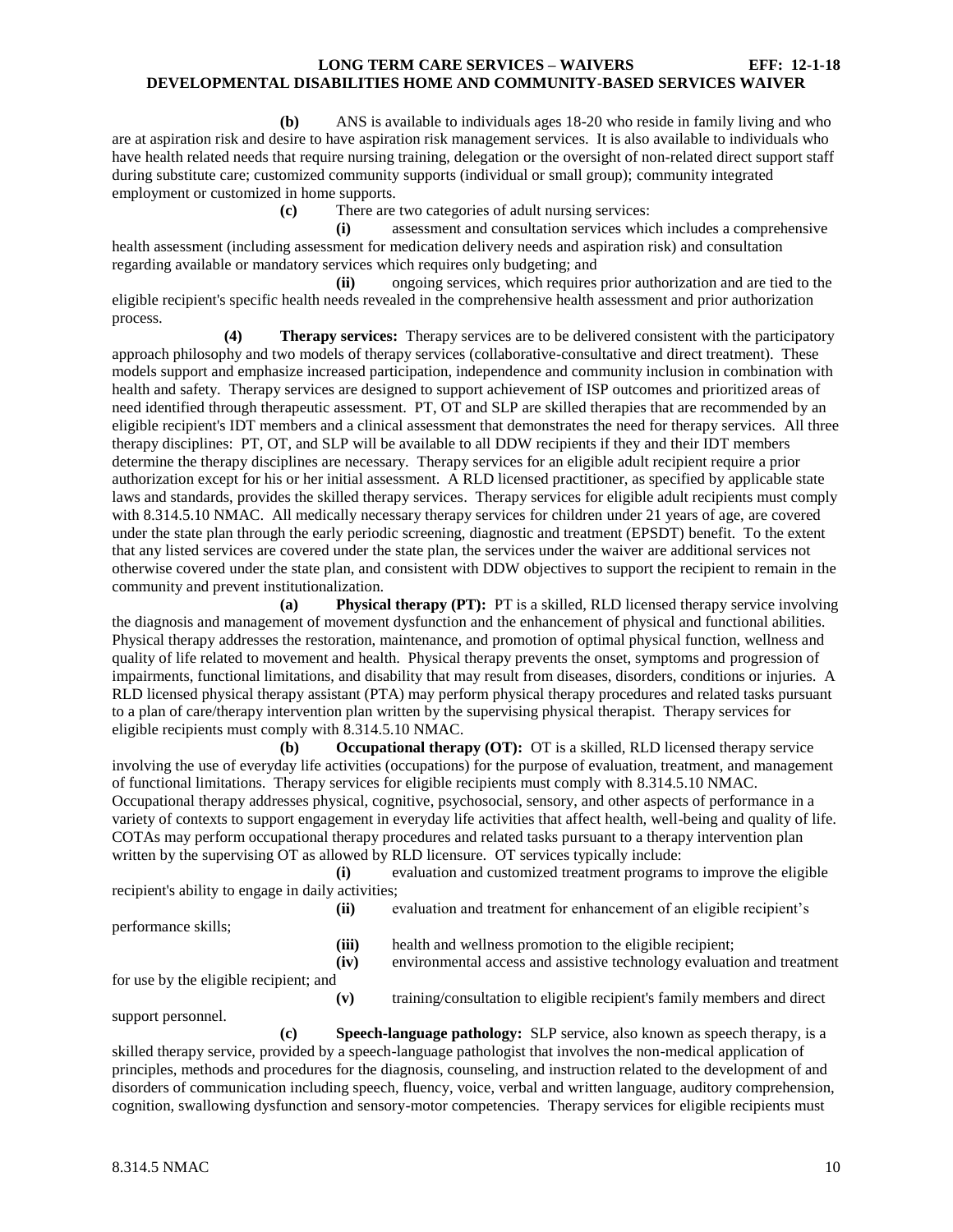**(b)** ANS is available to individuals ages 18-20 who reside in family living and who are at aspiration risk and desire to have aspiration risk management services. It is also available to individuals who have health related needs that require nursing training, delegation or the oversight of non-related direct support staff during substitute care; customized community supports (individual or small group); community integrated employment or customized in home supports.

**(c)** There are two categories of adult nursing services:

**(i)** assessment and consultation services which includes a comprehensive health assessment (including assessment for medication delivery needs and aspiration risk) and consultation regarding available or mandatory services which requires only budgeting; and

**(ii)** ongoing services, which requires prior authorization and are tied to the eligible recipient's specific health needs revealed in the comprehensive health assessment and prior authorization process.

**(4) Therapy services:** Therapy services are to be delivered consistent with the participatory approach philosophy and two models of therapy services (collaborative-consultative and direct treatment). These models support and emphasize increased participation, independence and community inclusion in combination with health and safety. Therapy services are designed to support achievement of ISP outcomes and prioritized areas of need identified through therapeutic assessment. PT, OT and SLP are skilled therapies that are recommended by an eligible recipient's IDT members and a clinical assessment that demonstrates the need for therapy services. All three therapy disciplines: PT, OT, and SLP will be available to all DDW recipients if they and their IDT members determine the therapy disciplines are necessary. Therapy services for an eligible adult recipient require a prior authorization except for his or her initial assessment. A RLD licensed practitioner, as specified by applicable state laws and standards, provides the skilled therapy services. Therapy services for eligible adult recipients must comply with 8.314.5.10 NMAC. All medically necessary therapy services for children under 21 years of age, are covered under the state plan through the early periodic screening, diagnostic and treatment (EPSDT) benefit. To the extent that any listed services are covered under the state plan, the services under the waiver are additional services not otherwise covered under the state plan, and consistent with DDW objectives to support the recipient to remain in the community and prevent institutionalization.

**(a) Physical therapy (PT):** PT is a skilled, RLD licensed therapy service involving the diagnosis and management of movement dysfunction and the enhancement of physical and functional abilities. Physical therapy addresses the restoration, maintenance, and promotion of optimal physical function, wellness and quality of life related to movement and health. Physical therapy prevents the onset, symptoms and progression of impairments, functional limitations, and disability that may result from diseases, disorders, conditions or injuries. A RLD licensed physical therapy assistant (PTA) may perform physical therapy procedures and related tasks pursuant to a plan of care/therapy intervention plan written by the supervising physical therapist. Therapy services for eligible recipients must comply with 8.314.5.10 NMAC.

**(b) Occupational therapy (OT):** OT is a skilled, RLD licensed therapy service involving the use of everyday life activities (occupations) for the purpose of evaluation, treatment, and management of functional limitations. Therapy services for eligible recipients must comply with 8.314.5.10 NMAC. Occupational therapy addresses physical, cognitive, psychosocial, sensory, and other aspects of performance in a variety of contexts to support engagement in everyday life activities that affect health, well-being and quality of life. COTAs may perform occupational therapy procedures and related tasks pursuant to a therapy intervention plan written by the supervising OT as allowed by RLD licensure. OT services typically include:

**(i)** evaluation and customized treatment programs to improve the eligible recipient's ability to engage in daily activities;

**(ii)** evaluation and treatment for enhancement of an eligible recipient's performance skills;

**(iii)** health and wellness promotion to the eligible recipient;

**(iv)** environmental access and assistive technology evaluation and treatment for use by the eligible recipient; and

**(v)** training/consultation to eligible recipient's family members and direct support personnel.

**(c) Speech-language pathology:** SLP service, also known as speech therapy, is a skilled therapy service, provided by a speech-language pathologist that involves the non-medical application of principles, methods and procedures for the diagnosis, counseling, and instruction related to the development of and disorders of communication including speech, fluency, voice, verbal and written language, auditory comprehension, cognition, swallowing dysfunction and sensory-motor competencies. Therapy services for eligible recipients must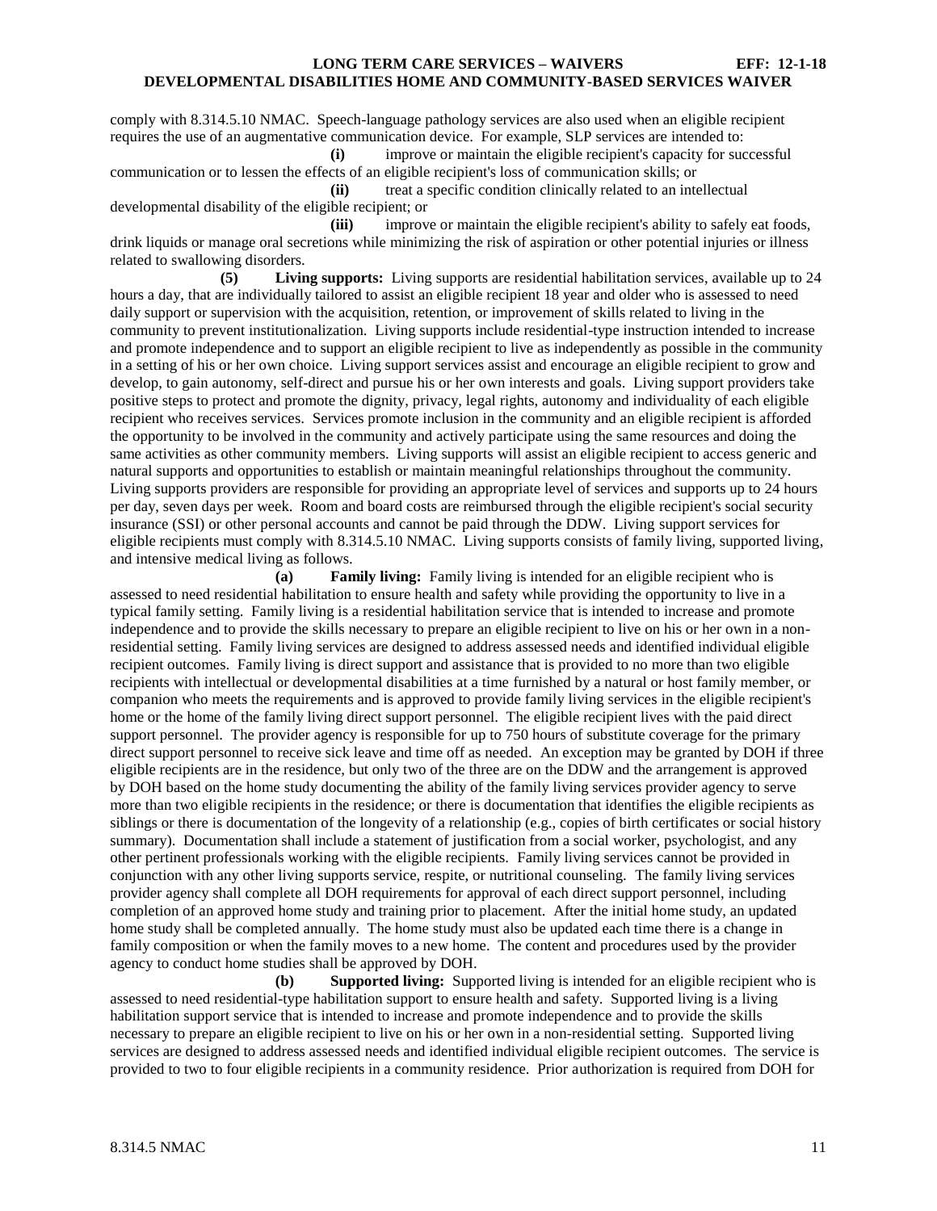comply with 8.314.5.10 NMAC. Speech-language pathology services are also used when an eligible recipient requires the use of an augmentative communication device. For example, SLP services are intended to:

**(i)** improve or maintain the eligible recipient's capacity for successful communication or to lessen the effects of an eligible recipient's loss of communication skills; or

**(ii)** treat a specific condition clinically related to an intellectual developmental disability of the eligible recipient; or

**(iii)** improve or maintain the eligible recipient's ability to safely eat foods, drink liquids or manage oral secretions while minimizing the risk of aspiration or other potential injuries or illness related to swallowing disorders.

**(5) Living supports:** Living supports are residential habilitation services, available up to 24 hours a day, that are individually tailored to assist an eligible recipient 18 year and older who is assessed to need daily support or supervision with the acquisition, retention, or improvement of skills related to living in the community to prevent institutionalization. Living supports include residential-type instruction intended to increase and promote independence and to support an eligible recipient to live as independently as possible in the community in a setting of his or her own choice. Living support services assist and encourage an eligible recipient to grow and develop, to gain autonomy, self-direct and pursue his or her own interests and goals. Living support providers take positive steps to protect and promote the dignity, privacy, legal rights, autonomy and individuality of each eligible recipient who receives services. Services promote inclusion in the community and an eligible recipient is afforded the opportunity to be involved in the community and actively participate using the same resources and doing the same activities as other community members. Living supports will assist an eligible recipient to access generic and natural supports and opportunities to establish or maintain meaningful relationships throughout the community. Living supports providers are responsible for providing an appropriate level of services and supports up to 24 hours per day, seven days per week. Room and board costs are reimbursed through the eligible recipient's social security insurance (SSI) or other personal accounts and cannot be paid through the DDW. Living support services for eligible recipients must comply with 8.314.5.10 NMAC. Living supports consists of family living, supported living, and intensive medical living as follows.

**(a) Family living:** Family living is intended for an eligible recipient who is assessed to need residential habilitation to ensure health and safety while providing the opportunity to live in a typical family setting. Family living is a residential habilitation service that is intended to increase and promote independence and to provide the skills necessary to prepare an eligible recipient to live on his or her own in a non-residential setting. Family living services are designed to address assessed needs and identified individual eligible recipient outcomes. Family living is direct support and assistance that is provided to no more than two eligible recipients with intellectual or developmental disabilities at a time furnished by a natural or host family member, or companion who meets the requirements and is approved to provide family living services in the eligible recipient's home or the home of the family living direct support personnel. The eligible recipient lives with the paid direct support personnel. The provider agency is responsible for up to 750 hours of substitute coverage for the primary direct support personnel to receive sick leave and time off as needed. An exception may be granted by DOH if three eligible recipients are in the residence, but only two of the three are on the DDW and the arrangement is approved by DOH based on the home study documenting the ability of the family living services provider agency to serve more than two eligible recipients in the residence; or there is documentation that identifies the eligible recipients as siblings or there is documentation of the longevity of a relationship (e.g., copies of birth certificates or social history summary). Documentation shall include a statement of justification from a social worker, psychologist, and any other pertinent professionals working with the eligible recipients. Family living services cannot be provided in conjunction with any other living supports service, respite, or nutritional counseling. The family living services provider agency shall complete all DOH requirements for approval of each direct support personnel, including completion of an approved home study and training prior to placement. After the initial home study, an updated home study shall be completed annually. The home study must also be updated each time there is a change in family composition or when the family moves to a new home. The content and procedures used by the provider agency to conduct home studies shall be approved by DOH.

**(b) Supported living:** Supported living is intended for an eligible recipient who is assessed to need residential-type habilitation support to ensure health and safety. Supported living is a living habilitation support service that is intended to increase and promote independence and to provide the skills necessary to prepare an eligible recipient to live on his or her own in a non-residential setting. Supported living services are designed to address assessed needs and identified individual eligible recipient outcomes. The service is provided to two to four eligible recipients in a community residence. Prior authorization is required from DOH for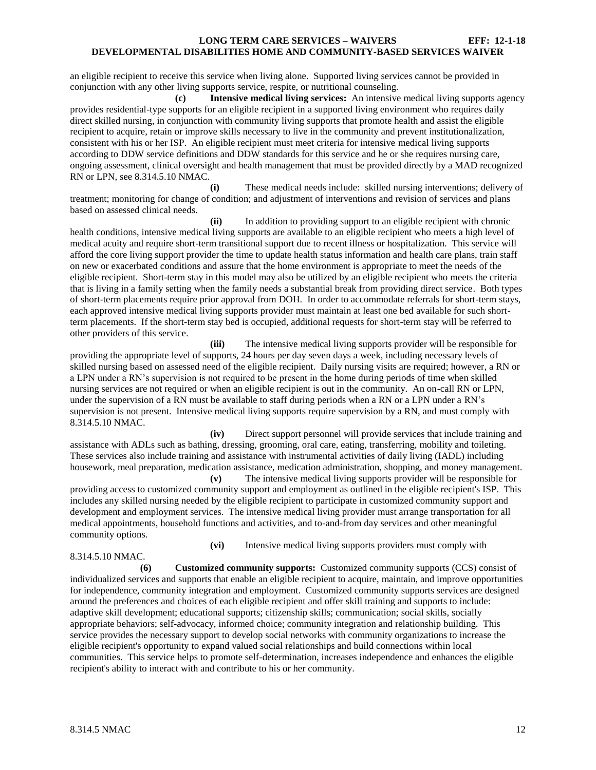an eligible recipient to receive this service when living alone. Supported living services cannot be provided in conjunction with any other living supports service, respite, or nutritional counseling.

**(c) Intensive medical living services:** An intensive medical living supports agency provides residential-type supports for an eligible recipient in a supported living environment who requires daily direct skilled nursing, in conjunction with community living supports that promote health and assist the eligible recipient to acquire, retain or improve skills necessary to live in the community and prevent institutionalization, consistent with his or her ISP. An eligible recipient must meet criteria for intensive medical living supports according to DDW service definitions and DDW standards for this service and he or she requires nursing care, ongoing assessment, clinical oversight and health management that must be provided directly by a MAD recognized RN or LPN, see 8.314.5.10 NMAC.

**(i)** These medical needs include: skilled nursing interventions; delivery of treatment; monitoring for change of condition; and adjustment of interventions and revision of services and plans based on assessed clinical needs.

**(ii)** In addition to providing support to an eligible recipient with chronic health conditions, intensive medical living supports are available to an eligible recipient who meets a high level of medical acuity and require short-term transitional support due to recent illness or hospitalization. This service will afford the core living support provider the time to update health status information and health care plans, train staff on new or exacerbated conditions and assure that the home environment is appropriate to meet the needs of the eligible recipient. Short-term stay in this model may also be utilized by an eligible recipient who meets the criteria that is living in a family setting when the family needs a substantial break from providing direct service. Both types of short-term placements require prior approval from DOH. In order to accommodate referrals for short-term stays, each approved intensive medical living supports provider must maintain at least one bed available for such short-term placements. If the short-term stay bed is occupied, additional requests for short-term stay will be referred to other providers of this service.

**(iii)** The intensive medical living supports provider will be responsible for providing the appropriate level of supports, 24 hours per day seven days a week, including necessary levels of skilled nursing based on assessed need of the eligible recipient. Daily nursing visits are required; however, a RN or a LPN under a RN's supervision is not required to be present in the home during periods of time when skilled nursing services are not required or when an eligible recipient is out in the community. An on-call RN or LPN, under the supervision of a RN must be available to staff during periods when a RN or a LPN under a RN's supervision is not present. Intensive medical living supports require supervision by a RN, and must comply with 8.314.5.10 NMAC.

**(iv)** Direct support personnel will provide services that include training and assistance with ADLs such as bathing, dressing, grooming, oral care, eating, transferring, mobility and toileting. These services also include training and assistance with instrumental activities of daily living (IADL) including housework, meal preparation, medication assistance, medication administration, shopping, and money management.

**(v)** The intensive medical living supports provider will be responsible for providing access to customized community support and employment as outlined in the eligible recipient's ISP. This includes any skilled nursing needed by the eligible recipient to participate in customized community support and development and employment services. The intensive medical living provider must arrange transportation for all medical appointments, household functions and activities, and to-and-from day services and other meaningful community options.

**(vi)** Intensive medical living supports providers must comply with 8.314.5.10 NMAC.

**(6) Customized community supports:** Customized community supports (CCS) consist of individualized services and supports that enable an eligible recipient to acquire, maintain, and improve opportunities for independence, community integration and employment. Customized community supports services are designed around the preferences and choices of each eligible recipient and offer skill training and supports to include: adaptive skill development; educational supports; citizenship skills; communication; social skills, socially appropriate behaviors; self-advocacy, informed choice; community integration and relationship building. This service provides the necessary support to develop social networks with community organizations to increase the eligible recipient's opportunity to expand valued social relationships and build connections within local communities. This service helps to promote self-determination, increases independence and enhances the eligible recipient's ability to interact with and contribute to his or her community.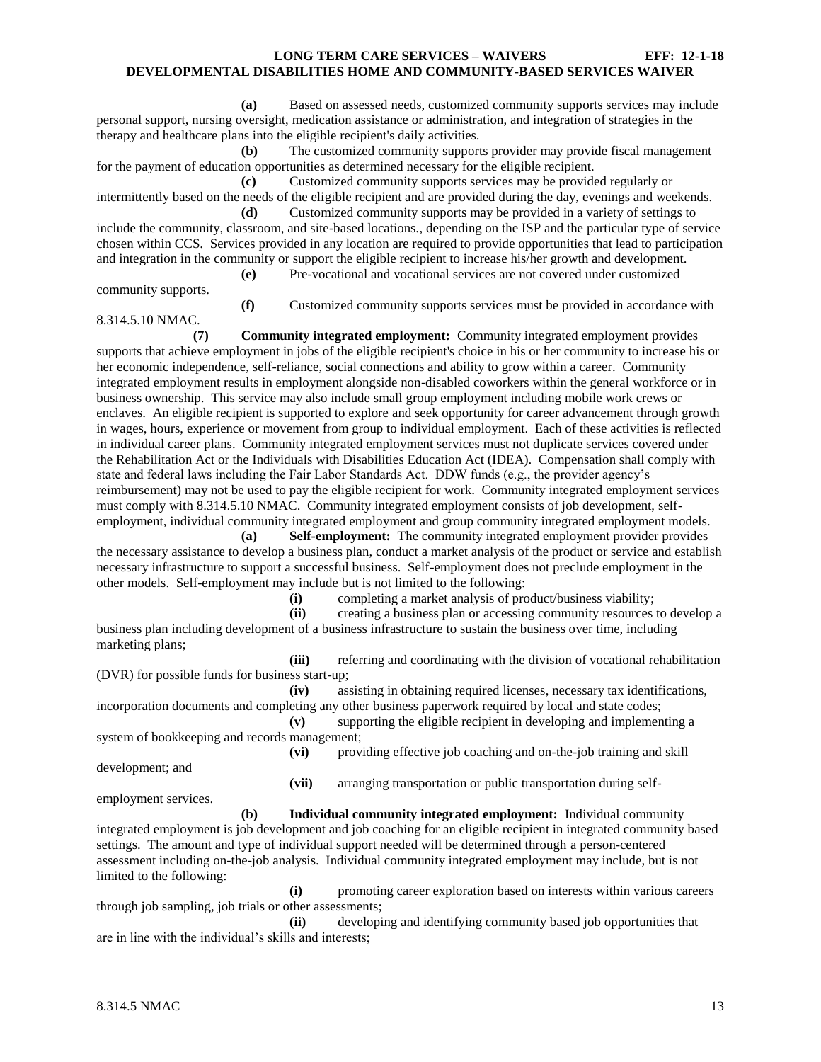**(a)** Based on assessed needs, customized community supports services may include personal support, nursing oversight, medication assistance or administration, and integration of strategies in the therapy and healthcare plans into the eligible recipient's daily activities.

**(b)** The customized community supports provider may provide fiscal management for the payment of education opportunities as determined necessary for the eligible recipient.

**(c)** Customized community supports services may be provided regularly or intermittently based on the needs of the eligible recipient and are provided during the day, evenings and weekends.

**(d)** Customized community supports may be provided in a variety of settings to include the community, classroom, and site-based locations., depending on the ISP and the particular type of service chosen within CCS. Services provided in any location are required to provide opportunities that lead to participation and integration in the community or support the eligible recipient to increase his/her growth and development.

**(e)** Pre-vocational and vocational services are not covered under customized community supports.

**(f)** Customized community supports services must be provided in accordance with 8.314.5.10 NMAC.

**(7) Community integrated employment:** Community integrated employment provides supports that achieve employment in jobs of the eligible recipient's choice in his or her community to increase his or her economic independence, self-reliance, social connections and ability to grow within a career. Community integrated employment results in employment alongside non-disabled coworkers within the general workforce or in business ownership. This service may also include small group employment including mobile work crews or enclaves. An eligible recipient is supported to explore and seek opportunity for career advancement through growth in wages, hours, experience or movement from group to individual employment. Each of these activities is reflected in individual career plans. Community integrated employment services must not duplicate services covered under the Rehabilitation Act or the Individuals with Disabilities Education Act (IDEA). Compensation shall comply with state and federal laws including the Fair Labor Standards Act. DDW funds (e.g., the provider agency's reimbursement) may not be used to pay the eligible recipient for work. Community integrated employment services must comply with 8.314.5.10 NMAC. Community integrated employment consists of job development, self-employment, individual community integrated employment and group community integrated employment models.

**(a) Self-employment:** The community integrated employment provider provides the necessary assistance to develop a business plan, conduct a market analysis of the product or service and establish necessary infrastructure to support a successful business. Self-employment does not preclude employment in the other models. Self-employment may include but is not limited to the following:

**(i)** completing a market analysis of product/business viability;

**(ii)** creating a business plan or accessing community resources to develop a business plan including development of a business infrastructure to sustain the business over time, including marketing plans;

**(iii)** referring and coordinating with the division of vocational rehabilitation (DVR) for possible funds for business start-up;

**(iv)** assisting in obtaining required licenses, necessary tax identifications, incorporation documents and completing any other business paperwork required by local and state codes;

**(v)** supporting the eligible recipient in developing and implementing a system of bookkeeping and records management;

**(vi)** providing effective job coaching and on-the-job training and skill development; and

**(vii)** arranging transportation or public transportation during self-employment services.

**(b) Individual community integrated employment:** Individual community integrated employment is job development and job coaching for an eligible recipient in integrated community based settings. The amount and type of individual support needed will be determined through a person-centered assessment including on-the-job analysis. Individual community integrated employment may include, but is not limited to the following:

**(i)** promoting career exploration based on interests within various careers through job sampling, job trials or other assessments;

**(ii)** developing and identifying community based job opportunities that are in line with the individual's skills and interests;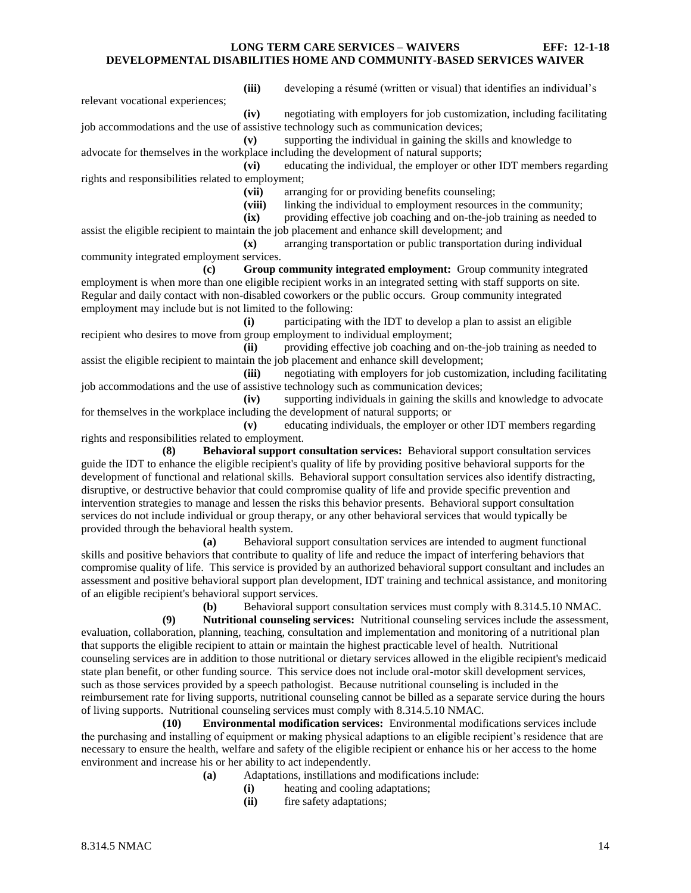**(iii)** developing a résumé (written or visual) that identifies an individual's relevant vocational experiences;

**(iv)** negotiating with employers for job customization, including facilitating job accommodations and the use of assistive technology such as communication devices;

**(v)** supporting the individual in gaining the skills and knowledge to advocate for themselves in the workplace including the development of natural supports;

**(vi)** educating the individual, the employer or other IDT members regarding rights and responsibilities related to employment;

**(vii)** arranging for or providing benefits counseling;

**(viii)** linking the individual to employment resources in the community;

**(ix)** providing effective job coaching and on-the-job training as needed to assist the eligible recipient to maintain the job placement and enhance skill development; and

**(x)** arranging transportation or public transportation during individual community integrated employment services.

**(c) Group community integrated employment:** Group community integrated employment is when more than one eligible recipient works in an integrated setting with staff supports on site. Regular and daily contact with non-disabled coworkers or the public occurs. Group community integrated employment may include but is not limited to the following:

**(i)** participating with the IDT to develop a plan to assist an eligible recipient who desires to move from group employment to individual employment;

**(ii)** providing effective job coaching and on-the-job training as needed to assist the eligible recipient to maintain the job placement and enhance skill development;

**(iii)** negotiating with employers for job customization, including facilitating job accommodations and the use of assistive technology such as communication devices;

**(iv)** supporting individuals in gaining the skills and knowledge to advocate for themselves in the workplace including the development of natural supports; or

**(v)** educating individuals, the employer or other IDT members regarding rights and responsibilities related to employment.

**(8) Behavioral support consultation services:** Behavioral support consultation services guide the IDT to enhance the eligible recipient's quality of life by providing positive behavioral supports for the development of functional and relational skills. Behavioral support consultation services also identify distracting, disruptive, or destructive behavior that could compromise quality of life and provide specific prevention and intervention strategies to manage and lessen the risks this behavior presents. Behavioral support consultation services do not include individual or group therapy, or any other behavioral services that would typically be provided through the behavioral health system.

**(a)** Behavioral support consultation services are intended to augment functional skills and positive behaviors that contribute to quality of life and reduce the impact of interfering behaviors that compromise quality of life. This service is provided by an authorized behavioral support consultant and includes an assessment and positive behavioral support plan development, IDT training and technical assistance, and monitoring of an eligible recipient's behavioral support services.

**(b)** Behavioral support consultation services must comply with 8.314.5.10 NMAC.

**(9) Nutritional counseling services:** Nutritional counseling services include the assessment, evaluation, collaboration, planning, teaching, consultation and implementation and monitoring of a nutritional plan that supports the eligible recipient to attain or maintain the highest practicable level of health. Nutritional counseling services are in addition to those nutritional or dietary services allowed in the eligible recipient's medicaid state plan benefit, or other funding source. This service does not include oral-motor skill development services, such as those services provided by a speech pathologist. Because nutritional counseling is included in the reimbursement rate for living supports, nutritional counseling cannot be billed as a separate service during the hours of living supports. Nutritional counseling services must comply with 8.314.5.10 NMAC.

**(10) Environmental modification services:** Environmental modifications services include the purchasing and installing of equipment or making physical adaptions to an eligible recipient's residence that are necessary to ensure the health, welfare and safety of the eligible recipient or enhance his or her access to the home environment and increase his or her ability to act independently.

**(a)** Adaptations, instillations and modifications include:

**(i)** heating and cooling adaptations;

**(ii)** fire safety adaptations;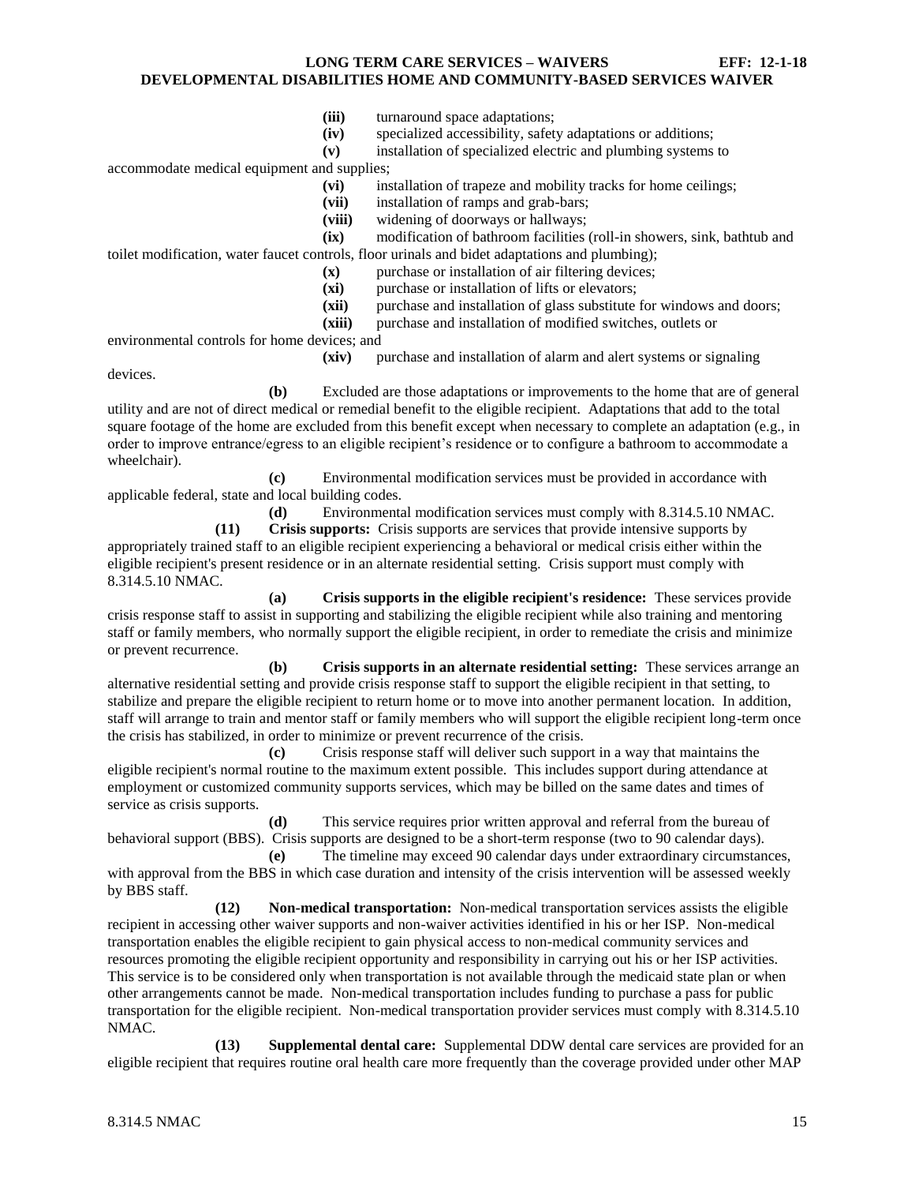**(iii)** turnaround space adaptations;

**(iv)** specialized accessibility, safety adaptations or additions;

**(v)** installation of specialized electric and plumbing systems to accommodate medical equipment and supplies;

**(vi)** installation of trapeze and mobility tracks for home ceilings;

**(vii)** installation of ramps and grab-bars;

**(viii)** widening of doorways or hallways;

**(ix)** modification of bathroom facilities (roll-in showers, sink, bathtub and toilet modification, water faucet controls, floor urinals and bidet adaptations and plumbing);

**(x)** purchase or installation of air filtering devices;

**(xi)** purchase or installation of lifts or elevators;

**(xii)** purchase and installation of glass substitute for windows and doors;

**(xiii)** purchase and installation of modified switches, outlets or environmental controls for home devices; and

**(xiv)** purchase and installation of alarm and alert systems or signaling devices.

**(b)** Excluded are those adaptations or improvements to the home that are of general utility and are not of direct medical or remedial benefit to the eligible recipient. Adaptations that add to the total square footage of the home are excluded from this benefit except when necessary to complete an adaptation (e.g., in order to improve entrance/egress to an eligible recipient's residence or to configure a bathroom to accommodate a wheelchair).

**(c)** Environmental modification services must be provided in accordance with applicable federal, state and local building codes.

**(d)** Environmental modification services must comply with 8.314.5.10 NMAC.

**(11) Crisis supports:** Crisis supports are services that provide intensive supports by appropriately trained staff to an eligible recipient experiencing a behavioral or medical crisis either within the eligible recipient's present residence or in an alternate residential setting. Crisis support must comply with 8.314.5.10 NMAC.

**(a) Crisis supports in the eligible recipient's residence:** These services provide crisis response staff to assist in supporting and stabilizing the eligible recipient while also training and mentoring staff or family members, who normally support the eligible recipient, in order to remediate the crisis and minimize or prevent recurrence.

**(b) Crisis supports in an alternate residential setting:** These services arrange an alternative residential setting and provide crisis response staff to support the eligible recipient in that setting, to stabilize and prepare the eligible recipient to return home or to move into another permanent location. In addition, staff will arrange to train and mentor staff or family members who will support the eligible recipient long-term once the crisis has stabilized, in order to minimize or prevent recurrence of the crisis.

**(c)** Crisis response staff will deliver such support in a way that maintains the eligible recipient's normal routine to the maximum extent possible. This includes support during attendance at employment or customized community supports services, which may be billed on the same dates and times of service as crisis supports.

**(d)** This service requires prior written approval and referral from the bureau of behavioral support (BBS). Crisis supports are designed to be a short-term response (two to 90 calendar days).

**(e)** The timeline may exceed 90 calendar days under extraordinary circumstances, with approval from the BBS in which case duration and intensity of the crisis intervention will be assessed weekly by BBS staff.

**(12) Non-medical transportation:** Non-medical transportation services assists the eligible recipient in accessing other waiver supports and non-waiver activities identified in his or her ISP. Non-medical transportation enables the eligible recipient to gain physical access to non-medical community services and resources promoting the eligible recipient opportunity and responsibility in carrying out his or her ISP activities. This service is to be considered only when transportation is not available through the medicaid state plan or when other arrangements cannot be made. Non-medical transportation includes funding to purchase a pass for public transportation for the eligible recipient. Non-medical transportation provider services must comply with 8.314.5.10 NMAC.

**(13) Supplemental dental care:** Supplemental DDW dental care services are provided for an eligible recipient that requires routine oral health care more frequently than the coverage provided under other MAP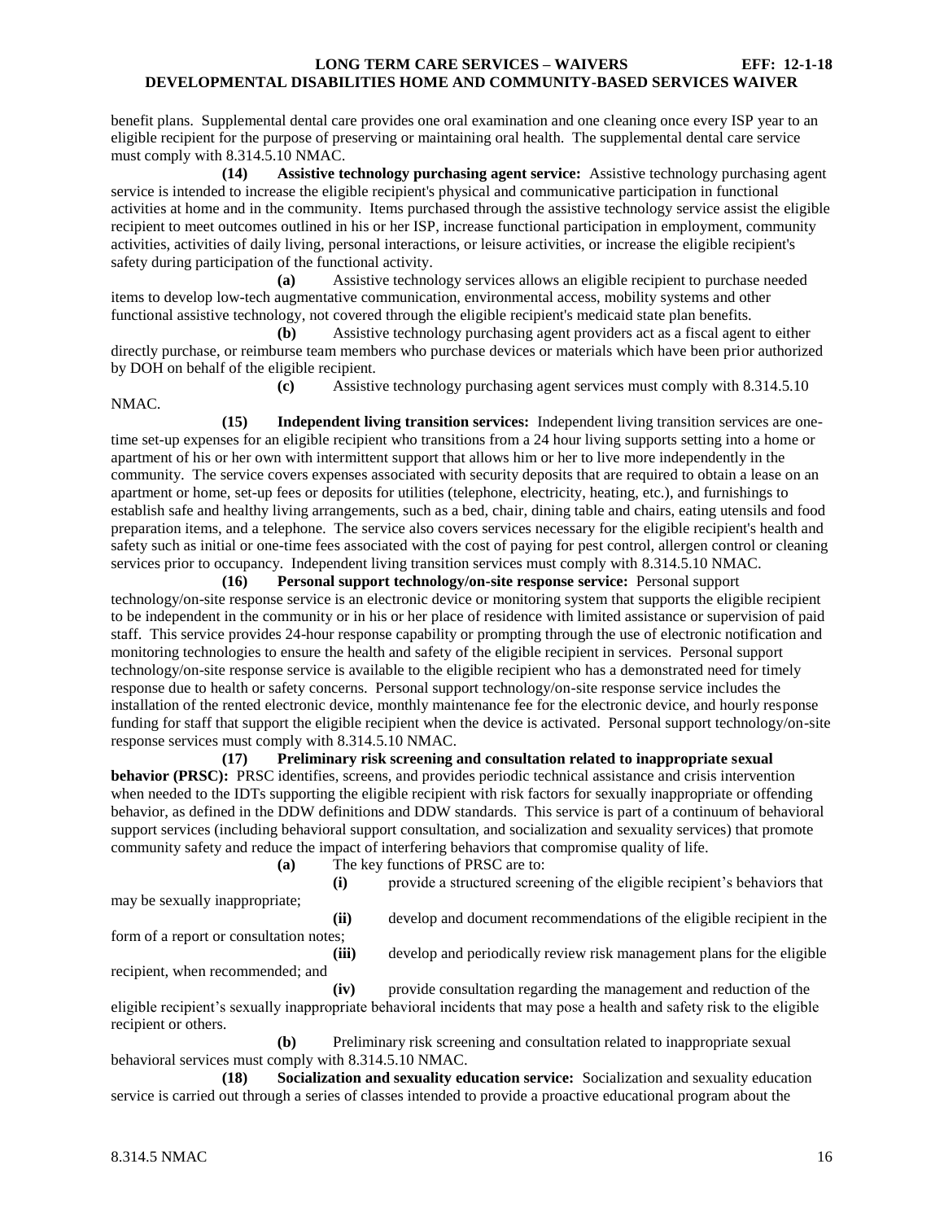benefit plans. Supplemental dental care provides one oral examination and one cleaning once every ISP year to an eligible recipient for the purpose of preserving or maintaining oral health. The supplemental dental care service must comply with 8.314.5.10 NMAC.

**(14) Assistive technology purchasing agent service:** Assistive technology purchasing agent service is intended to increase the eligible recipient's physical and communicative participation in functional activities at home and in the community. Items purchased through the assistive technology service assist the eligible recipient to meet outcomes outlined in his or her ISP, increase functional participation in employment, community activities, activities of daily living, personal interactions, or leisure activities, or increase the eligible recipient's safety during participation of the functional activity.

**(a)** Assistive technology services allows an eligible recipient to purchase needed items to develop low-tech augmentative communication, environmental access, mobility systems and other functional assistive technology, not covered through the eligible recipient's medicaid state plan benefits.

**(b)** Assistive technology purchasing agent providers act as a fiscal agent to either directly purchase, or reimburse team members who purchase devices or materials which have been prior authorized by DOH on behalf of the eligible recipient.

**(c)** Assistive technology purchasing agent services must comply with 8.314.5.10 NMAC.

**(15) Independent living transition services:** Independent living transition services are one-time set-up expenses for an eligible recipient who transitions from a 24 hour living supports setting into a home or apartment of his or her own with intermittent support that allows him or her to live more independently in the community. The service covers expenses associated with security deposits that are required to obtain a lease on an apartment or home, set-up fees or deposits for utilities (telephone, electricity, heating, etc.), and furnishings to establish safe and healthy living arrangements, such as a bed, chair, dining table and chairs, eating utensils and food preparation items, and a telephone. The service also covers services necessary for the eligible recipient's health and safety such as initial or one-time fees associated with the cost of paying for pest control, allergen control or cleaning services prior to occupancy. Independent living transition services must comply with 8.314.5.10 NMAC.

**(16) Personal support technology/on-site response service:** Personal support technology/on-site response service is an electronic device or monitoring system that supports the eligible recipient to be independent in the community or in his or her place of residence with limited assistance or supervision of paid staff. This service provides 24-hour response capability or prompting through the use of electronic notification and monitoring technologies to ensure the health and safety of the eligible recipient in services. Personal support technology/on-site response service is available to the eligible recipient who has a demonstrated need for timely response due to health or safety concerns. Personal support technology/on-site response service includes the installation of the rented electronic device, monthly maintenance fee for the electronic device, and hourly response funding for staff that support the eligible recipient when the device is activated. Personal support technology/on-site response services must comply with 8.314.5.10 NMAC.

**(17) Preliminary risk screening and consultation related to inappropriate sexual behavior (PRSC):** PRSC identifies, screens, and provides periodic technical assistance and crisis intervention when needed to the IDTs supporting the eligible recipient with risk factors for sexually inappropriate or offending behavior, as defined in the DDW definitions and DDW standards. This service is part of a continuum of behavioral support services (including behavioral support consultation, and socialization and sexuality services) that promote community safety and reduce the impact of interfering behaviors that compromise quality of life.

**(a)** The key functions of PRSC are to:

**(i)** provide a structured screening of the eligible recipient's behaviors that may be sexually inappropriate;

**(ii)** develop and document recommendations of the eligible recipient in the form of a report or consultation notes;

**(iii)** develop and periodically review risk management plans for the eligible recipient, when recommended; and

**(iv)** provide consultation regarding the management and reduction of the eligible recipient's sexually inappropriate behavioral incidents that may pose a health and safety risk to the eligible recipient or others.

**(b)** Preliminary risk screening and consultation related to inappropriate sexual behavioral services must comply with 8.314.5.10 NMAC.

**(18) Socialization and sexuality education service:** Socialization and sexuality education service is carried out through a series of classes intended to provide a proactive educational program about the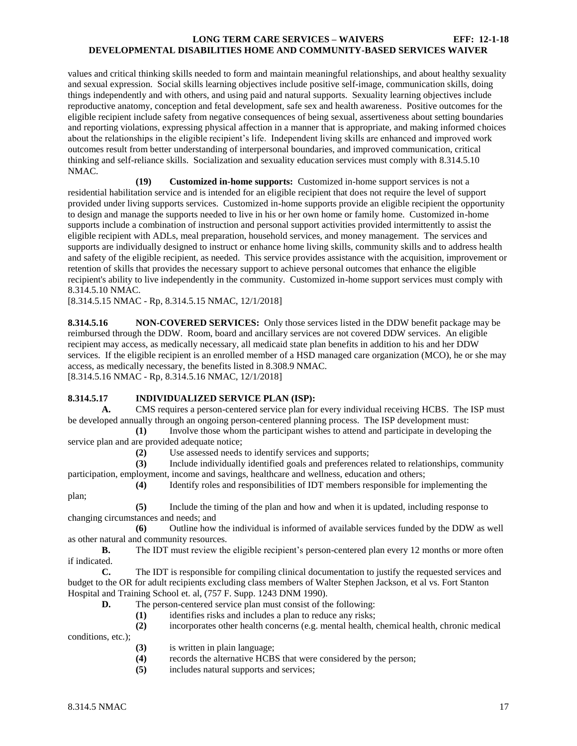values and critical thinking skills needed to form and maintain meaningful relationships, and about healthy sexuality and sexual expression. Social skills learning objectives include positive self-image, communication skills, doing things independently and with others, and using paid and natural supports. Sexuality learning objectives include reproductive anatomy, conception and fetal development, safe sex and health awareness. Positive outcomes for the eligible recipient include safety from negative consequences of being sexual, assertiveness about setting boundaries and reporting violations, expressing physical affection in a manner that is appropriate, and making informed choices about the relationships in the eligible recipient's life. Independent living skills are enhanced and improved work outcomes result from better understanding of interpersonal boundaries, and improved communication, critical thinking and self-reliance skills. Socialization and sexuality education services must comply with 8.314.5.10 NMAC.

**(19) Customized in-home supports:** Customized in-home support services is not a residential habilitation service and is intended for an eligible recipient that does not require the level of support provided under living supports services. Customized in-home supports provide an eligible recipient the opportunity to design and manage the supports needed to live in his or her own home or family home. Customized in-home supports include a combination of instruction and personal support activities provided intermittently to assist the eligible recipient with ADLs, meal preparation, household services, and money management. The services and supports are individually designed to instruct or enhance home living skills, community skills and to address health and safety of the eligible recipient, as needed. This service provides assistance with the acquisition, improvement or retention of skills that provides the necessary support to achieve personal outcomes that enhance the eligible recipient's ability to live independently in the community. Customized in-home support services must comply with 8.314.5.10 NMAC.

[8.314.5.15 NMAC - Rp, 8.314.5.15 NMAC, 12/1/2018]

**8.314.5.16 NON-COVERED SERVICES:** Only those services listed in the DDW benefit package may be reimbursed through the DDW. Room, board and ancillary services are not covered DDW services. An eligible recipient may access, as medically necessary, all medicaid state plan benefits in addition to his and her DDW services. If the eligible recipient is an enrolled member of a HSD managed care organization (MCO), he or she may access, as medically necessary, the benefits listed in 8.308.9 NMAC.

[8.314.5.16 NMAC - Rp, 8.314.5.16 NMAC, 12/1/2018]

**8.314.5.17 INDIVIDUALIZED SERVICE PLAN (ISP):**

**A.** CMS requires a person-centered service plan for every individual receiving HCBS. The ISP must be developed annually through an ongoing person-centered planning process. The ISP development must:

**(1)** Involve those whom the participant wishes to attend and participate in developing the service plan and are provided adequate notice;

**(2)** Use assessed needs to identify services and supports;

**(3)** Include individually identified goals and preferences related to relationships, community participation, employment, income and savings, healthcare and wellness, education and others;

**(4)** Identify roles and responsibilities of IDT members responsible for implementing the plan;

**(5)** Include the timing of the plan and how and when it is updated, including response to changing circumstances and needs; and

**(6)** Outline how the individual is informed of available services funded by the DDW as well as other natural and community resources.

**B.** The IDT must review the eligible recipient's person-centered plan every 12 months or more often if indicated.

**C.** The IDT is responsible for compiling clinical documentation to justify the requested services and budget to the OR for adult recipients excluding class members of Walter Stephen Jackson, et al vs. Fort Stanton Hospital and Training School et. al, (757 F. Supp. 1243 DNM 1990).

**D.** The person-centered service plan must consist of the following:

**(1)** identifies risks and includes a plan to reduce any risks;

**(2)** incorporates other health concerns (e.g. mental health, chemical health, chronic medical conditions, etc.);

**(3)** is written in plain language;

**(4)** records the alternative HCBS that were considered by the person;

**(5)** includes natural supports and services;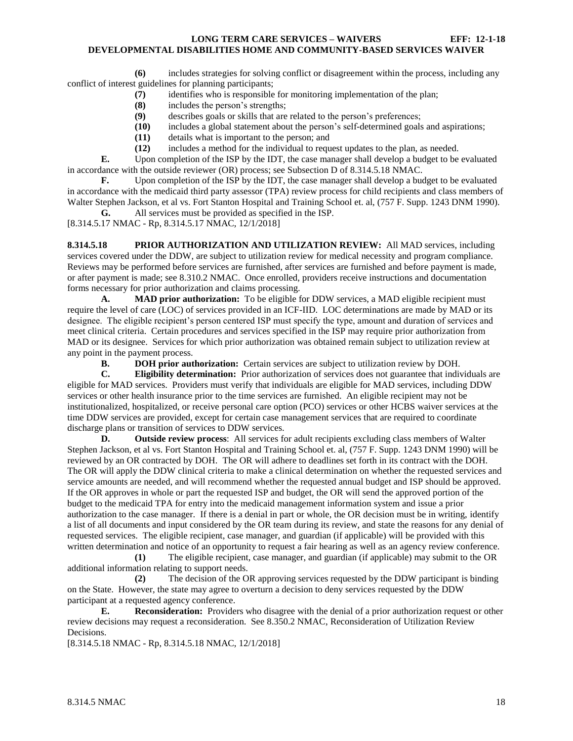**(6)** includes strategies for solving conflict or disagreement within the process, including any conflict of interest guidelines for planning participants;

**(7)** identifies who is responsible for monitoring implementation of the plan;

**(8)** includes the person's strengths;

**(9)** describes goals or skills that are related to the person's preferences;

**(10)** includes a global statement about the person's self-determined goals and aspirations;

**(11)** details what is important to the person; and

**(12)** includes a method for the individual to request updates to the plan, as needed.

**E.** Upon completion of the ISP by the IDT, the case manager shall develop a budget to be evaluated in accordance with the outside reviewer (OR) process; see Subsection D of 8.314.5.18 NMAC.

**F.** Upon completion of the ISP by the IDT, the case manager shall develop a budget to be evaluated in accordance with the medicaid third party assessor (TPA) review process for child recipients and class members of Walter Stephen Jackson, et al vs. Fort Stanton Hospital and Training School et. al, (757 F. Supp. 1243 DNM 1990).

**G.** All services must be provided as specified in the ISP.

[8.314.5.17 NMAC - Rp, 8.314.5.17 NMAC, 12/1/2018]

**8.314.5.18 PRIOR AUTHORIZATION AND UTILIZATION REVIEW:** All MAD services, including services covered under the DDW, are subject to utilization review for medical necessity and program compliance. Reviews may be performed before services are furnished, after services are furnished and before payment is made, or after payment is made; see 8.310.2 NMAC. Once enrolled, providers receive instructions and documentation forms necessary for prior authorization and claims processing.

**A. MAD prior authorization:** To be eligible for DDW services, a MAD eligible recipient must require the level of care (LOC) of services provided in an ICF-IID. LOC determinations are made by MAD or its designee. The eligible recipient's person centered ISP must specify the type, amount and duration of services and meet clinical criteria. Certain procedures and services specified in the ISP may require prior authorization from MAD or its designee. Services for which prior authorization was obtained remain subject to utilization review at any point in the payment process.

**B. DOH prior authorization:** Certain services are subject to utilization review by DOH.

**C. Eligibility determination:** Prior authorization of services does not guarantee that individuals are eligible for MAD services. Providers must verify that individuals are eligible for MAD services, including DDW services or other health insurance prior to the time services are furnished. An eligible recipient may not be institutionalized, hospitalized, or receive personal care option (PCO) services or other HCBS waiver services at the time DDW services are provided, except for certain case management services that are required to coordinate discharge plans or transition of services to DDW services.

**D. Outside review process**: All services for adult recipients excluding class members of Walter Stephen Jackson, et al vs. Fort Stanton Hospital and Training School et. al, (757 F. Supp. 1243 DNM 1990) will be reviewed by an OR contracted by DOH. The OR will adhere to deadlines set forth in its contract with the DOH. The OR will apply the DDW clinical criteria to make a clinical determination on whether the requested services and service amounts are needed, and will recommend whether the requested annual budget and ISP should be approved. If the OR approves in whole or part the requested ISP and budget, the OR will send the approved portion of the budget to the medicaid TPA for entry into the medicaid management information system and issue a prior authorization to the case manager. If there is a denial in part or whole, the OR decision must be in writing, identify a list of all documents and input considered by the OR team during its review, and state the reasons for any denial of requested services. The eligible recipient, case manager, and guardian (if applicable) will be provided with this written determination and notice of an opportunity to request a fair hearing as well as an agency review conference.

**(1)** The eligible recipient, case manager, and guardian (if applicable) may submit to the OR additional information relating to support needs.

**(2)** The decision of the OR approving services requested by the DDW participant is binding on the State. However, the state may agree to overturn a decision to deny services requested by the DDW participant at a requested agency conference.

**E. Reconsideration:** Providers who disagree with the denial of a prior authorization request or other review decisions may request a reconsideration. See 8.350.2 NMAC, Reconsideration of Utilization Review Decisions.

[8.314.5.18 NMAC - Rp, 8.314.5.18 NMAC, 12/1/2018]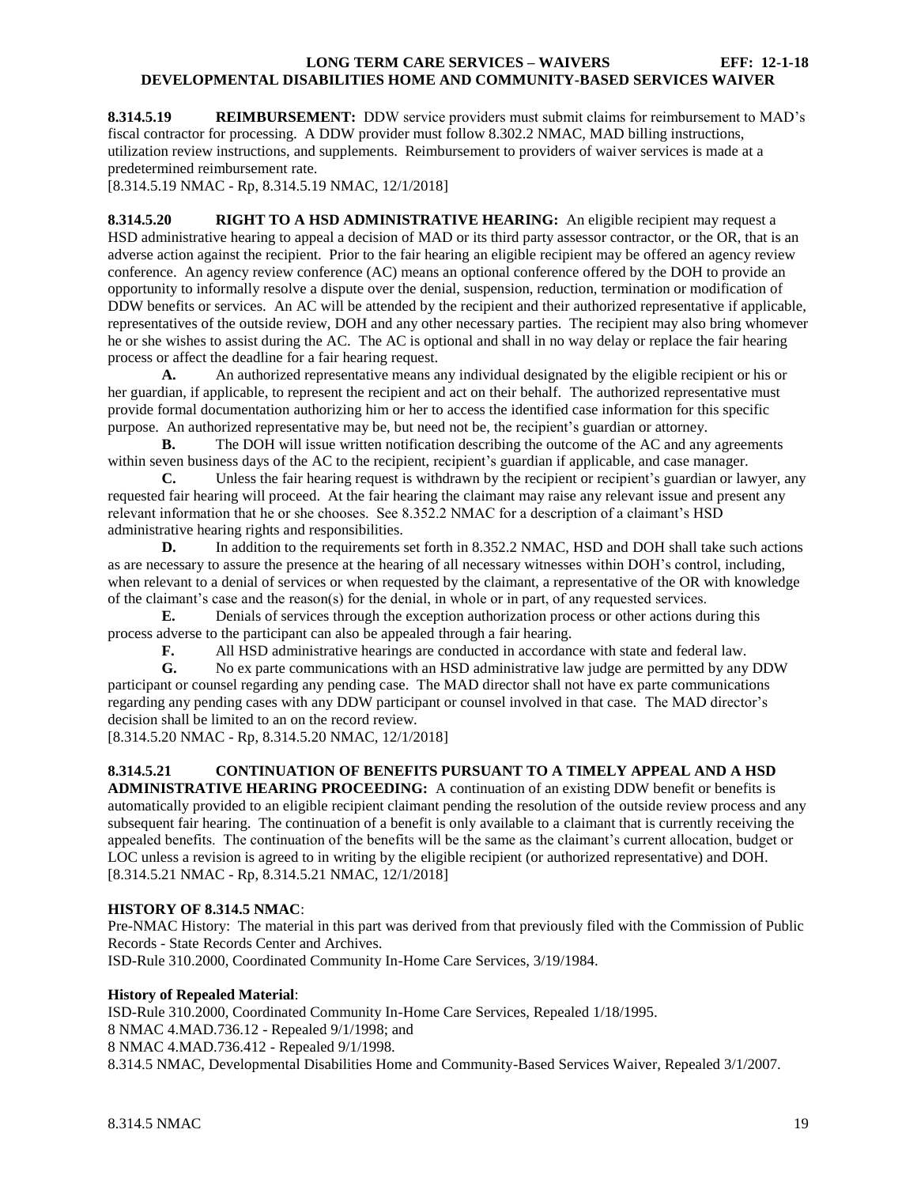**8.314.5.19 REIMBURSEMENT:** DDW service providers must submit claims for reimbursement to MAD's fiscal contractor for processing. A DDW provider must follow 8.302.2 NMAC, MAD billing instructions, utilization review instructions, and supplements. Reimbursement to providers of waiver services is made at a predetermined reimbursement rate.
[8.314.5.19 NMAC - Rp, 8.314.5.19 NMAC, 12/1/2018]

**8.314.5.20 RIGHT TO A HSD ADMINISTRATIVE HEARING:** An eligible recipient may request a HSD administrative hearing to appeal a decision of MAD or its third party assessor contractor, or the OR, that is an adverse action against the recipient. Prior to the fair hearing an eligible recipient may be offered an agency review conference. An agency review conference (AC) means an optional conference offered by the DOH to provide an opportunity to informally resolve a dispute over the denial, suspension, reduction, termination or modification of DDW benefits or services. An AC will be attended by the recipient and their authorized representative if applicable, representatives of the outside review, DOH and any other necessary parties. The recipient may also bring whomever he or she wishes to assist during the AC. The AC is optional and shall in no way delay or replace the fair hearing process or affect the deadline for a fair hearing request.

**A.** An authorized representative means any individual designated by the eligible recipient or his or her guardian, if applicable, to represent the recipient and act on their behalf. The authorized representative must provide formal documentation authorizing him or her to access the identified case information for this specific purpose. An authorized representative may be, but need not be, the recipient's guardian or attorney.

**B.** The DOH will issue written notification describing the outcome of the AC and any agreements within seven business days of the AC to the recipient, recipient's guardian if applicable, and case manager.

**C.** Unless the fair hearing request is withdrawn by the recipient or recipient's guardian or lawyer, any requested fair hearing will proceed. At the fair hearing the claimant may raise any relevant issue and present any relevant information that he or she chooses. See 8.352.2 NMAC for a description of a claimant's HSD administrative hearing rights and responsibilities.

**D.** In addition to the requirements set forth in 8.352.2 NMAC, HSD and DOH shall take such actions as are necessary to assure the presence at the hearing of all necessary witnesses within DOH's control, including, when relevant to a denial of services or when requested by the claimant, a representative of the OR with knowledge of the claimant's case and the reason(s) for the denial, in whole or in part, of any requested services.

**E.** Denials of services through the exception authorization process or other actions during this process adverse to the participant can also be appealed through a fair hearing.

**F.** All HSD administrative hearings are conducted in accordance with state and federal law.

**G.** No ex parte communications with an HSD administrative law judge are permitted by any DDW participant or counsel regarding any pending case. The MAD director shall not have ex parte communications regarding any pending cases with any DDW participant or counsel involved in that case. The MAD director's decision shall be limited to an on the record review.
[8.314.5.20 NMAC - Rp, 8.314.5.20 NMAC, 12/1/2018]

**8.314.5.21 CONTINUATION OF BENEFITS PURSUANT TO A TIMELY APPEAL AND A HSD ADMINISTRATIVE HEARING PROCEEDING:** A continuation of an existing DDW benefit or benefits is automatically provided to an eligible recipient claimant pending the resolution of the outside review process and any subsequent fair hearing. The continuation of a benefit is only available to a claimant that is currently receiving the appealed benefits. The continuation of the benefits will be the same as the claimant's current allocation, budget or LOC unless a revision is agreed to in writing by the eligible recipient (or authorized representative) and DOH.
[8.314.5.21 NMAC - Rp, 8.314.5.21 NMAC, 12/1/2018]

**HISTORY OF 8.314.5 NMAC**:
Pre-NMAC History: The material in this part was derived from that previously filed with the Commission of Public Records - State Records Center and Archives.
ISD-Rule 310.2000, Coordinated Community In-Home Care Services, 3/19/1984.

**History of Repealed Material**:
ISD-Rule 310.2000, Coordinated Community In-Home Care Services, Repealed 1/18/1995.
8 NMAC 4.MAD.736.12 - Repealed 9/1/1998; and
8 NMAC 4.MAD.736.412 - Repealed 9/1/1998.
8.314.5 NMAC, Developmental Disabilities Home and Community-Based Services Waiver, Repealed 3/1/2007.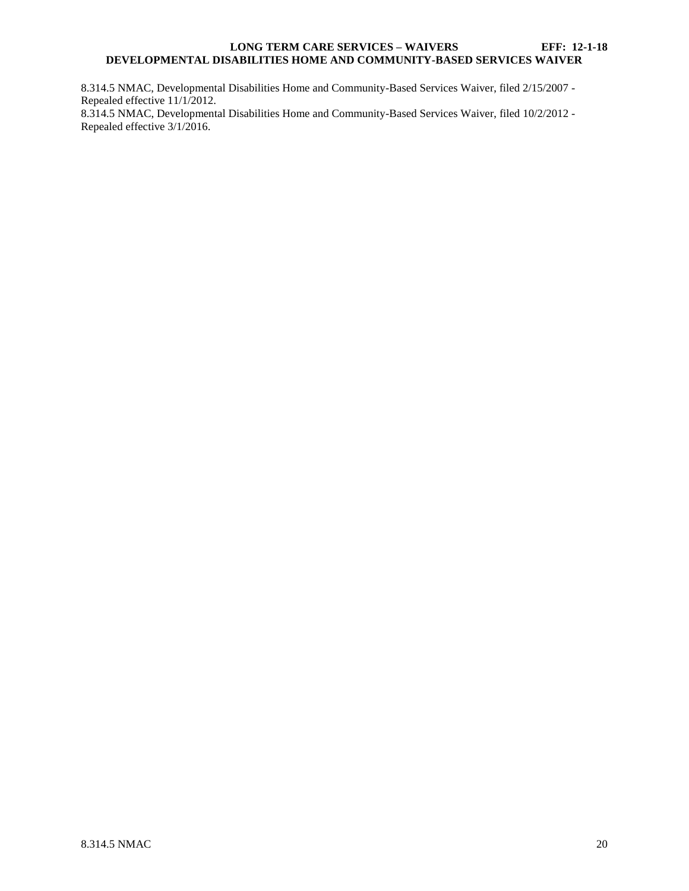8.314.5 NMAC, Developmental Disabilities Home and Community-Based Services Waiver, filed 2/15/2007 - Repealed effective 11/1/2012.
8.314.5 NMAC, Developmental Disabilities Home and Community-Based Services Waiver, filed 10/2/2012 - Repealed effective 3/1/2016.